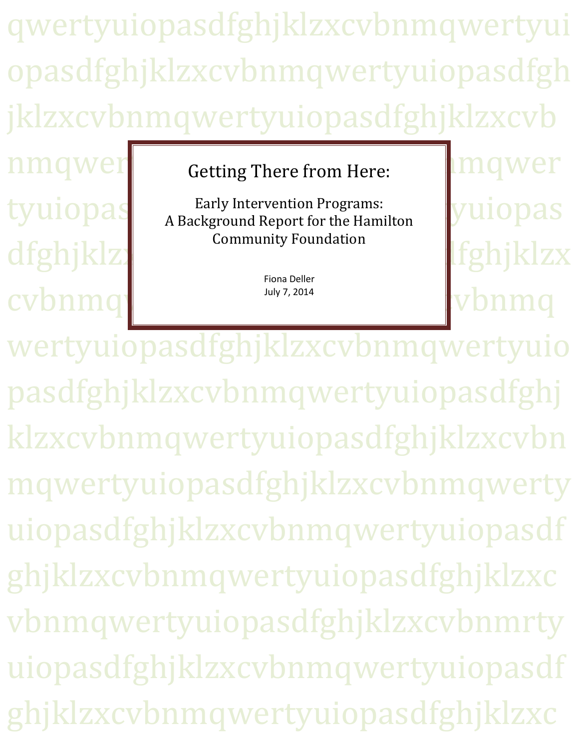# Getting There from Here:

## Early Intervention Programs: A Background Report for the Hamilton Community Foundation

Fiona Deller

July 7, 2014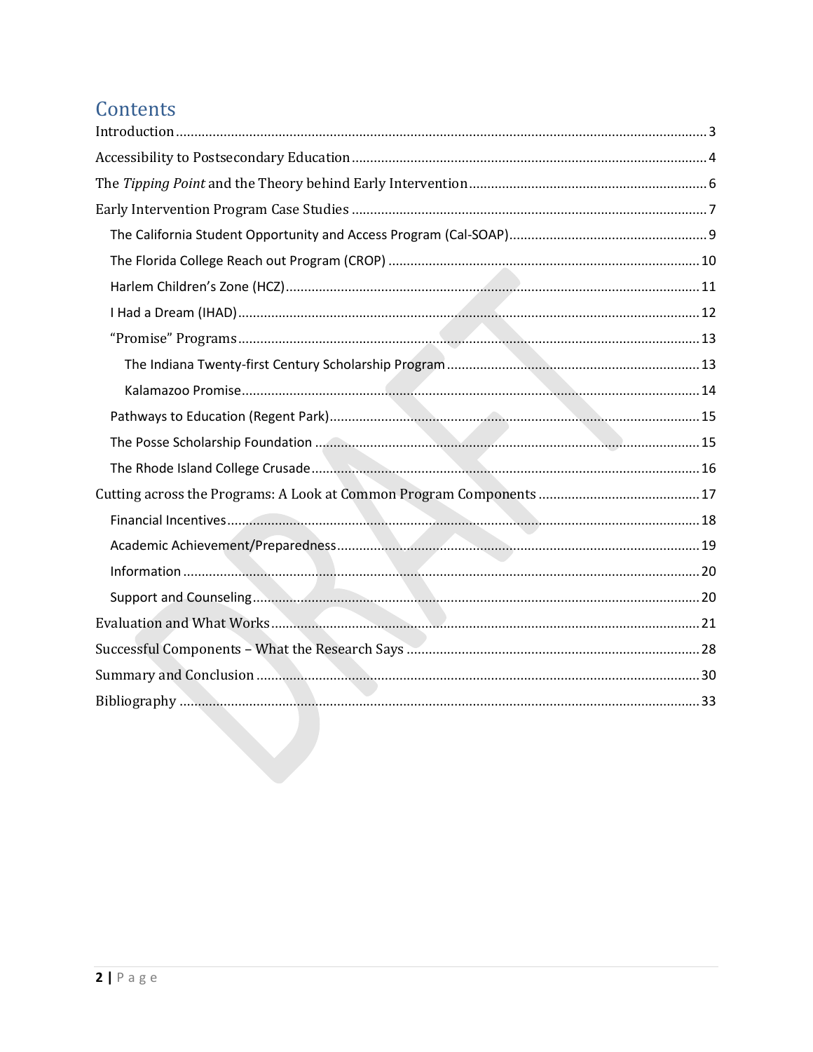# Contents

- Introduction ... 3
- Accessibility to Postsecondary Education ... 4
- The *Tipping Point* and the Theory behind Early Intervention ... 6
- Early Intervention Program Case Studies ... 7
  - The California Student Opportunity and Access Program (Cal-SOAP) ... 9
  - The Florida College Reach out Program (CROP) ... 10
  - Harlem Children's Zone (HCZ) ... 11
  - I Had a Dream (IHAD) ... 12
  - "Promise" Programs ... 13
    - The Indiana Twenty-first Century Scholarship Program ... 13
    - Kalamazoo Promise ... 14
  - Pathways to Education (Regent Park) ... 15
  - The Posse Scholarship Foundation ... 15
  - The Rhode Island College Crusade ... 16
- Cutting across the Programs: A Look at Common Program Components ... 17
  - Financial Incentives ... 18
  - Academic Achievement/Preparedness ... 19
  - Information ... 20
  - Support and Counseling ... 20
- Evaluation and What Works ... 21
- Successful Components – What the Research Says ... 28
- Summary and Conclusion ... 30
- Bibliography ... 33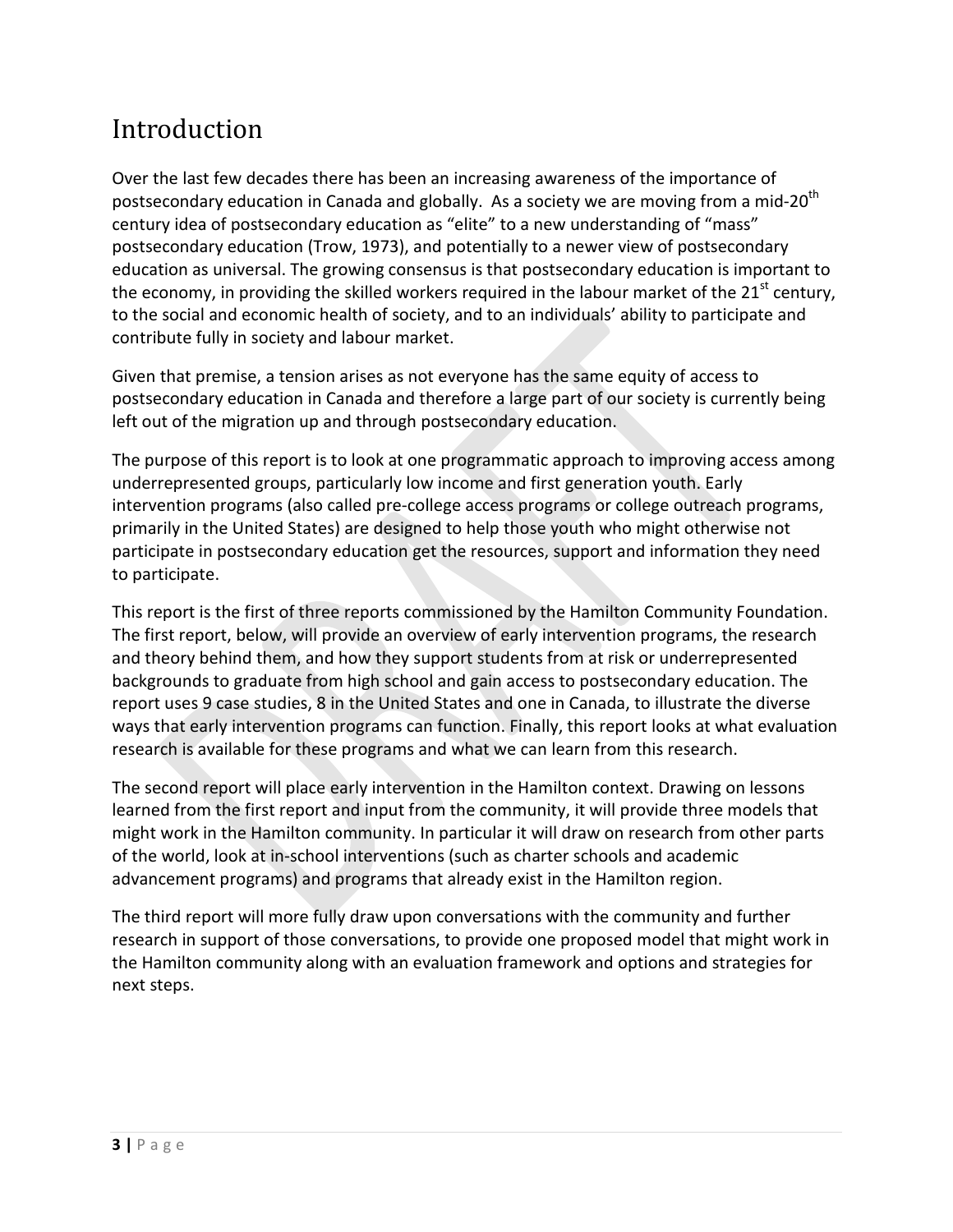# Introduction

Over the last few decades there has been an increasing awareness of the importance of postsecondary education in Canada and globally. As a society we are moving from a mid-20$^{th}$ century idea of postsecondary education as "elite" to a new understanding of "mass" postsecondary education (Trow, 1973), and potentially to a newer view of postsecondary education as universal. The growing consensus is that postsecondary education is important to the economy, in providing the skilled workers required in the labour market of the 21$^{st}$ century, to the social and economic health of society, and to an individuals' ability to participate and contribute fully in society and labour market.

Given that premise, a tension arises as not everyone has the same equity of access to postsecondary education in Canada and therefore a large part of our society is currently being left out of the migration up and through postsecondary education.

The purpose of this report is to look at one programmatic approach to improving access among underrepresented groups, particularly low income and first generation youth. Early intervention programs (also called pre-college access programs or college outreach programs, primarily in the United States) are designed to help those youth who might otherwise not participate in postsecondary education get the resources, support and information they need to participate.

This report is the first of three reports commissioned by the Hamilton Community Foundation. The first report, below, will provide an overview of early intervention programs, the research and theory behind them, and how they support students from at risk or underrepresented backgrounds to graduate from high school and gain access to postsecondary education. The report uses 9 case studies, 8 in the United States and one in Canada, to illustrate the diverse ways that early intervention programs can function. Finally, this report looks at what evaluation research is available for these programs and what we can learn from this research.

The second report will place early intervention in the Hamilton context. Drawing on lessons learned from the first report and input from the community, it will provide three models that might work in the Hamilton community. In particular it will draw on research from other parts of the world, look at in-school interventions (such as charter schools and academic advancement programs) and programs that already exist in the Hamilton region.

The third report will more fully draw upon conversations with the community and further research in support of those conversations, to provide one proposed model that might work in the Hamilton community along with an evaluation framework and options and strategies for next steps.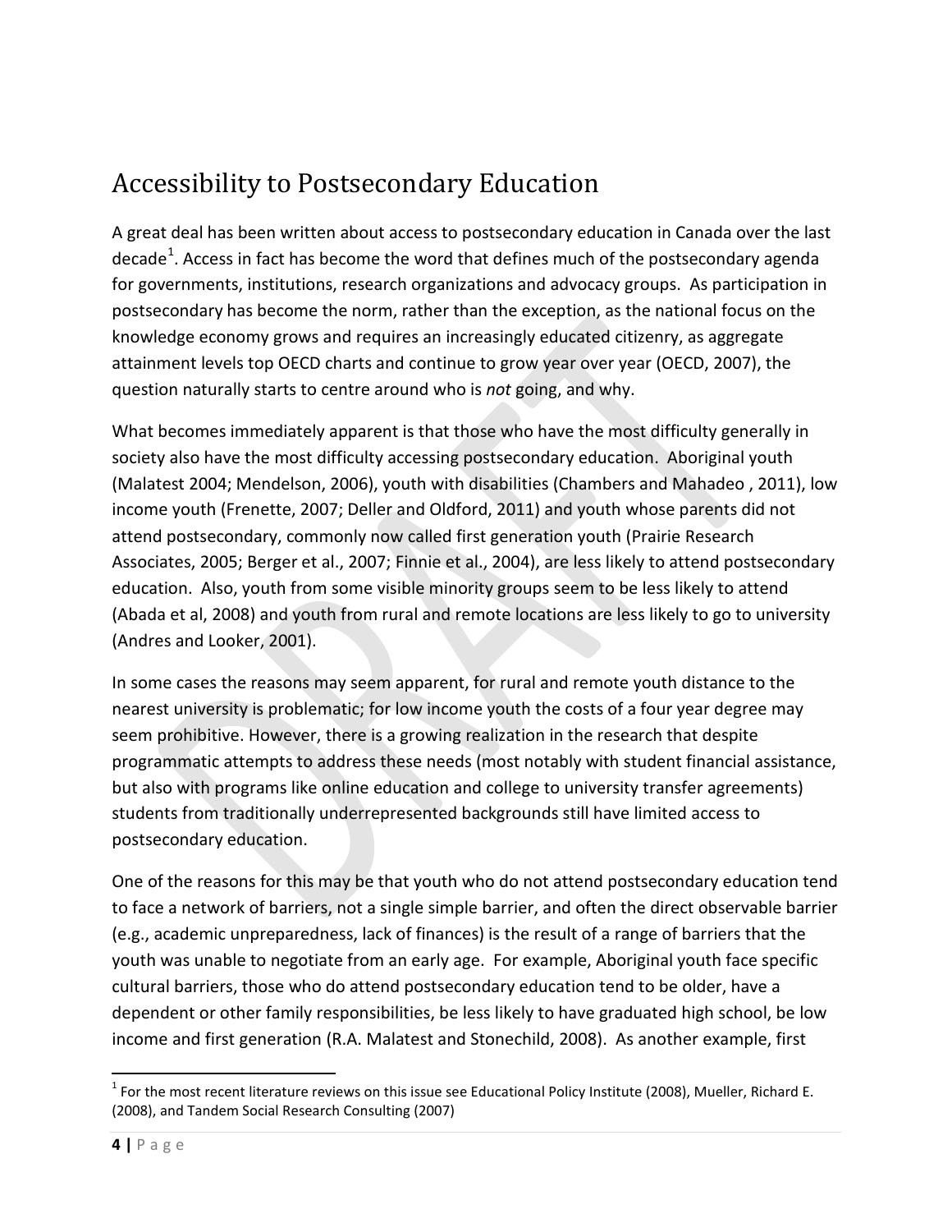# Accessibility to Postsecondary Education

A great deal has been written about access to postsecondary education in Canada over the last decade[1]. Access in fact has become the word that defines much of the postsecondary agenda for governments, institutions, research organizations and advocacy groups. As participation in postsecondary has become the norm, rather than the exception, as the national focus on the knowledge economy grows and requires an increasingly educated citizenry, as aggregate attainment levels top OECD charts and continue to grow year over year (OECD, 2007), the question naturally starts to centre around who is *not* going, and why.

What becomes immediately apparent is that those who have the most difficulty generally in society also have the most difficulty accessing postsecondary education. Aboriginal youth (Malatest 2004; Mendelson, 2006), youth with disabilities (Chambers and Mahadeo , 2011), low income youth (Frenette, 2007; Deller and Oldford, 2011) and youth whose parents did not attend postsecondary, commonly now called first generation youth (Prairie Research Associates, 2005; Berger et al., 2007; Finnie et al., 2004), are less likely to attend postsecondary education. Also, youth from some visible minority groups seem to be less likely to attend (Abada et al, 2008) and youth from rural and remote locations are less likely to go to university (Andres and Looker, 2001).

In some cases the reasons may seem apparent, for rural and remote youth distance to the nearest university is problematic; for low income youth the costs of a four year degree may seem prohibitive. However, there is a growing realization in the research that despite programmatic attempts to address these needs (most notably with student financial assistance, but also with programs like online education and college to university transfer agreements) students from traditionally underrepresented backgrounds still have limited access to postsecondary education.

One of the reasons for this may be that youth who do not attend postsecondary education tend to face a network of barriers, not a single simple barrier, and often the direct observable barrier (e.g., academic unpreparedness, lack of finances) is the result of a range of barriers that the youth was unable to negotiate from an early age. For example, Aboriginal youth face specific cultural barriers, those who do attend postsecondary education tend to be older, have a dependent or other family responsibilities, be less likely to have graduated high school, be low income and first generation (R.A. Malatest and Stonechild, 2008). As another example, first

[1] For the most recent literature reviews on this issue see Educational Policy Institute (2008), Mueller, Richard E. (2008), and Tandem Social Research Consulting (2007)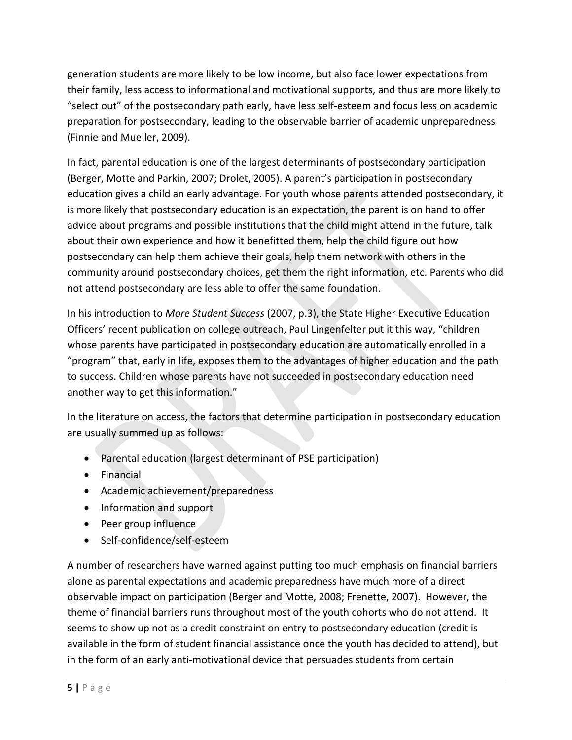generation students are more likely to be low income, but also face lower expectations from their family, less access to informational and motivational supports, and thus are more likely to "select out" of the postsecondary path early, have less self-esteem and focus less on academic preparation for postsecondary, leading to the observable barrier of academic unpreparedness (Finnie and Mueller, 2009).

In fact, parental education is one of the largest determinants of postsecondary participation (Berger, Motte and Parkin, 2007; Drolet, 2005). A parent's participation in postsecondary education gives a child an early advantage. For youth whose parents attended postsecondary, it is more likely that postsecondary education is an expectation, the parent is on hand to offer advice about programs and possible institutions that the child might attend in the future, talk about their own experience and how it benefitted them, help the child figure out how postsecondary can help them achieve their goals, help them network with others in the community around postsecondary choices, get them the right information, etc. Parents who did not attend postsecondary are less able to offer the same foundation.

In his introduction to *More Student Success* (2007, p.3), the State Higher Executive Education Officers' recent publication on college outreach, Paul Lingenfelter put it this way, "children whose parents have participated in postsecondary education are automatically enrolled in a "program" that, early in life, exposes them to the advantages of higher education and the path to success. Children whose parents have not succeeded in postsecondary education need another way to get this information."

In the literature on access, the factors that determine participation in postsecondary education are usually summed up as follows:

- Parental education (largest determinant of PSE participation)
- Financial
- Academic achievement/preparedness
- Information and support
- Peer group influence
- Self-confidence/self-esteem

A number of researchers have warned against putting too much emphasis on financial barriers alone as parental expectations and academic preparedness have much more of a direct observable impact on participation (Berger and Motte, 2008; Frenette, 2007). However, the theme of financial barriers runs throughout most of the youth cohorts who do not attend. It seems to show up not as a credit constraint on entry to postsecondary education (credit is available in the form of student financial assistance once the youth has decided to attend), but in the form of an early anti-motivational device that persuades students from certain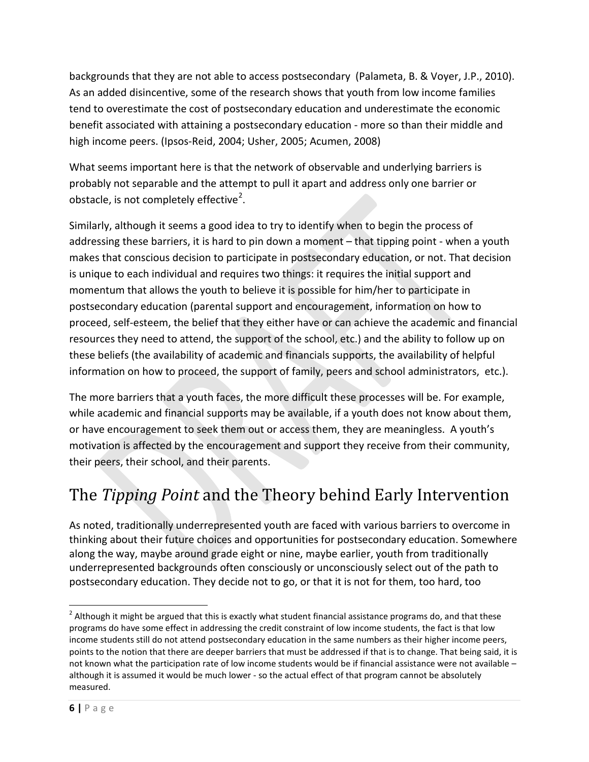backgrounds that they are not able to access postsecondary (Palameta, B. & Voyer, J.P., 2010). As an added disincentive, some of the research shows that youth from low income families tend to overestimate the cost of postsecondary education and underestimate the economic benefit associated with attaining a postsecondary education - more so than their middle and high income peers. (Ipsos-Reid, 2004; Usher, 2005; Acumen, 2008)

What seems important here is that the network of observable and underlying barriers is probably not separable and the attempt to pull it apart and address only one barrier or obstacle, is not completely effective[2].

Similarly, although it seems a good idea to try to identify when to begin the process of addressing these barriers, it is hard to pin down a moment – that tipping point - when a youth makes that conscious decision to participate in postsecondary education, or not. That decision is unique to each individual and requires two things: it requires the initial support and momentum that allows the youth to believe it is possible for him/her to participate in postsecondary education (parental support and encouragement, information on how to proceed, self-esteem, the belief that they either have or can achieve the academic and financial resources they need to attend, the support of the school, etc.) and the ability to follow up on these beliefs (the availability of academic and financials supports, the availability of helpful information on how to proceed, the support of family, peers and school administrators, etc.).

The more barriers that a youth faces, the more difficult these processes will be. For example, while academic and financial supports may be available, if a youth does not know about them, or have encouragement to seek them out or access them, they are meaningless. A youth's motivation is affected by the encouragement and support they receive from their community, their peers, their school, and their parents.

# The *Tipping Point* and the Theory behind Early Intervention

As noted, traditionally underrepresented youth are faced with various barriers to overcome in thinking about their future choices and opportunities for postsecondary education. Somewhere along the way, maybe around grade eight or nine, maybe earlier, youth from traditionally underrepresented backgrounds often consciously or unconsciously select out of the path to postsecondary education. They decide not to go, or that it is not for them, too hard, too

---

[2] Although it might be argued that this is exactly what student financial assistance programs do, and that these programs do have some effect in addressing the credit constraint of low income students, the fact is that low income students still do not attend postsecondary education in the same numbers as their higher income peers, points to the notion that there are deeper barriers that must be addressed if that is to change. That being said, it is not known what the participation rate of low income students would be if financial assistance were not available – although it is assumed it would be much lower - so the actual effect of that program cannot be absolutely measured.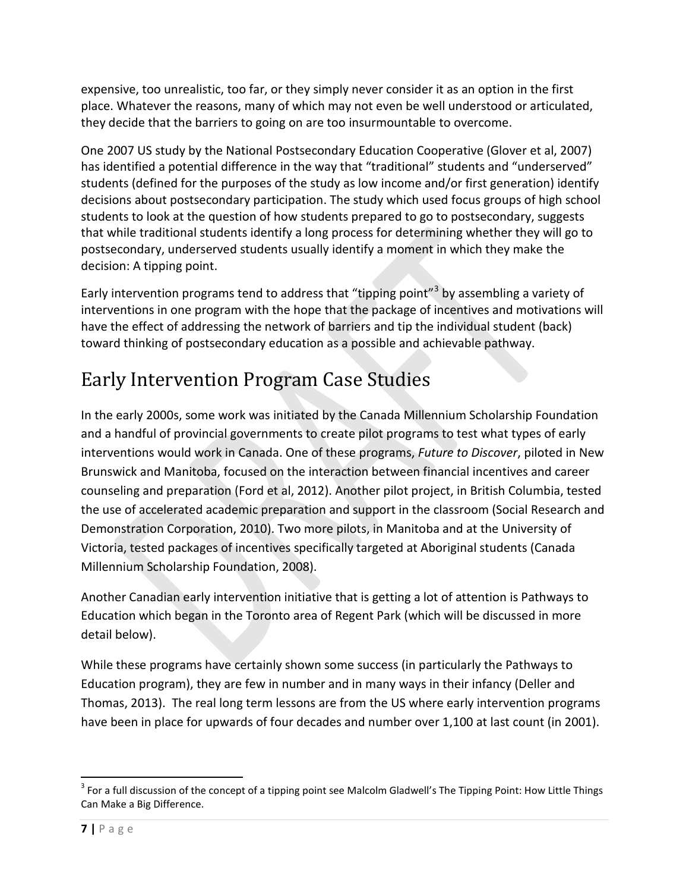expensive, too unrealistic, too far, or they simply never consider it as an option in the first place. Whatever the reasons, many of which may not even be well understood or articulated, they decide that the barriers to going on are too insurmountable to overcome.

One 2007 US study by the National Postsecondary Education Cooperative (Glover et al, 2007) has identified a potential difference in the way that "traditional" students and "underserved" students (defined for the purposes of the study as low income and/or first generation) identify decisions about postsecondary participation. The study which used focus groups of high school students to look at the question of how students prepared to go to postsecondary, suggests that while traditional students identify a long process for determining whether they will go to postsecondary, underserved students usually identify a moment in which they make the decision: A tipping point.

Early intervention programs tend to address that "tipping point"[3] by assembling a variety of interventions in one program with the hope that the package of incentives and motivations will have the effect of addressing the network of barriers and tip the individual student (back) toward thinking of postsecondary education as a possible and achievable pathway.

# Early Intervention Program Case Studies

In the early 2000s, some work was initiated by the Canada Millennium Scholarship Foundation and a handful of provincial governments to create pilot programs to test what types of early interventions would work in Canada. One of these programs, *Future to Discover*, piloted in New Brunswick and Manitoba, focused on the interaction between financial incentives and career counseling and preparation (Ford et al, 2012). Another pilot project, in British Columbia, tested the use of accelerated academic preparation and support in the classroom (Social Research and Demonstration Corporation, 2010). Two more pilots, in Manitoba and at the University of Victoria, tested packages of incentives specifically targeted at Aboriginal students (Canada Millennium Scholarship Foundation, 2008).

Another Canadian early intervention initiative that is getting a lot of attention is Pathways to Education which began in the Toronto area of Regent Park (which will be discussed in more detail below).

While these programs have certainly shown some success (in particularly the Pathways to Education program), they are few in number and in many ways in their infancy (Deller and Thomas, 2013). The real long term lessons are from the US where early intervention programs have been in place for upwards of four decades and number over 1,100 at last count (in 2001).

---

[3] For a full discussion of the concept of a tipping point see Malcolm Gladwell's The Tipping Point: How Little Things Can Make a Big Difference.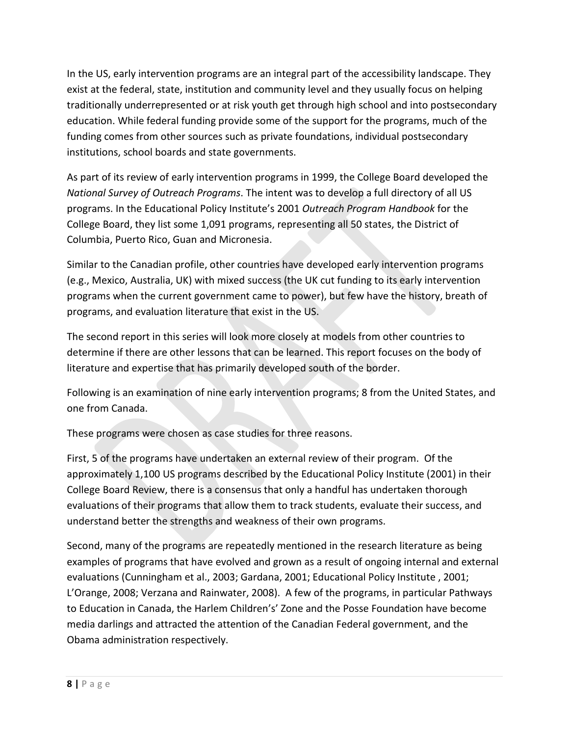In the US, early intervention programs are an integral part of the accessibility landscape. They exist at the federal, state, institution and community level and they usually focus on helping traditionally underrepresented or at risk youth get through high school and into postsecondary education. While federal funding provide some of the support for the programs, much of the funding comes from other sources such as private foundations, individual postsecondary institutions, school boards and state governments.

As part of its review of early intervention programs in 1999, the College Board developed the *National Survey of Outreach Programs*. The intent was to develop a full directory of all US programs. In the Educational Policy Institute's 2001 *Outreach Program Handbook* for the College Board, they list some 1,091 programs, representing all 50 states, the District of Columbia, Puerto Rico, Guan and Micronesia.

Similar to the Canadian profile, other countries have developed early intervention programs (e.g., Mexico, Australia, UK) with mixed success (the UK cut funding to its early intervention programs when the current government came to power), but few have the history, breath of programs, and evaluation literature that exist in the US.

The second report in this series will look more closely at models from other countries to determine if there are other lessons that can be learned. This report focuses on the body of literature and expertise that has primarily developed south of the border.

Following is an examination of nine early intervention programs; 8 from the United States, and one from Canada.

These programs were chosen as case studies for three reasons.

First, 5 of the programs have undertaken an external review of their program. Of the approximately 1,100 US programs described by the Educational Policy Institute (2001) in their College Board Review, there is a consensus that only a handful has undertaken thorough evaluations of their programs that allow them to track students, evaluate their success, and understand better the strengths and weakness of their own programs.

Second, many of the programs are repeatedly mentioned in the research literature as being examples of programs that have evolved and grown as a result of ongoing internal and external evaluations (Cunningham et al., 2003; Gardana, 2001; Educational Policy Institute , 2001; L'Orange, 2008; Verzana and Rainwater, 2008). A few of the programs, in particular Pathways to Education in Canada, the Harlem Children's' Zone and the Posse Foundation have become media darlings and attracted the attention of the Canadian Federal government, and the Obama administration respectively.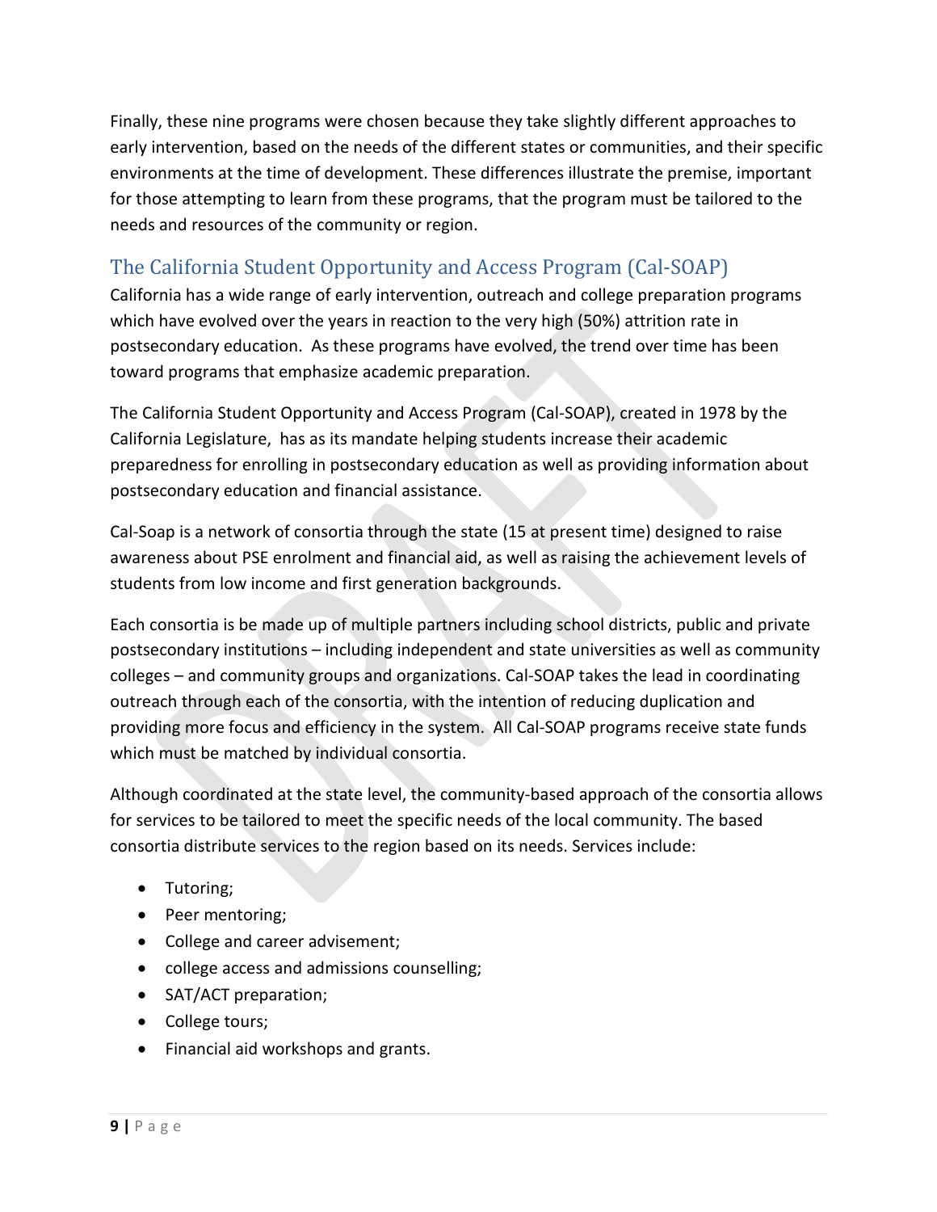Finally, these nine programs were chosen because they take slightly different approaches to early intervention, based on the needs of the different states or communities, and their specific environments at the time of development. These differences illustrate the premise, important for those attempting to learn from these programs, that the program must be tailored to the needs and resources of the community or region.

## The California Student Opportunity and Access Program (Cal-SOAP)

California has a wide range of early intervention, outreach and college preparation programs which have evolved over the years in reaction to the very high (50%) attrition rate in postsecondary education. As these programs have evolved, the trend over time has been toward programs that emphasize academic preparation.

The California Student Opportunity and Access Program (Cal-SOAP), created in 1978 by the California Legislature, has as its mandate helping students increase their academic preparedness for enrolling in postsecondary education as well as providing information about postsecondary education and financial assistance.

Cal-Soap is a network of consortia through the state (15 at present time) designed to raise awareness about PSE enrolment and financial aid, as well as raising the achievement levels of students from low income and first generation backgrounds.

Each consortia is be made up of multiple partners including school districts, public and private postsecondary institutions – including independent and state universities as well as community colleges – and community groups and organizations. Cal-SOAP takes the lead in coordinating outreach through each of the consortia, with the intention of reducing duplication and providing more focus and efficiency in the system. All Cal-SOAP programs receive state funds which must be matched by individual consortia.

Although coordinated at the state level, the community-based approach of the consortia allows for services to be tailored to meet the specific needs of the local community. The based consortia distribute services to the region based on its needs. Services include:

- Tutoring;
- Peer mentoring;
- College and career advisement;
- college access and admissions counselling;
- SAT/ACT preparation;
- College tours;
- Financial aid workshops and grants.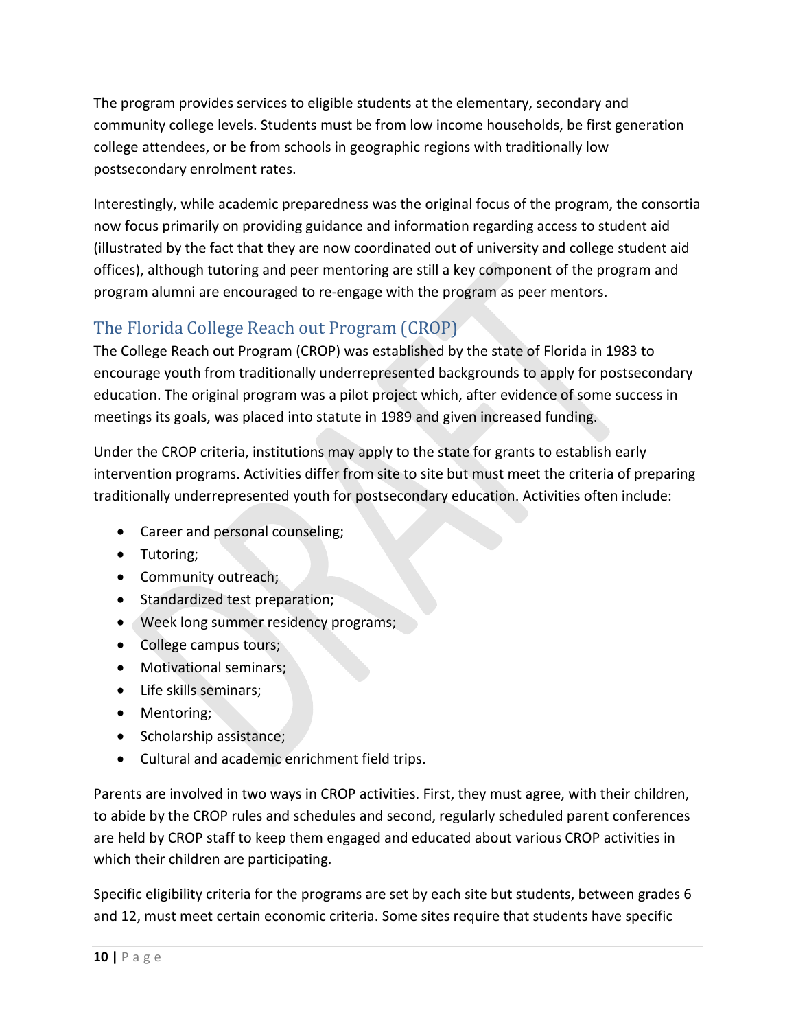The program provides services to eligible students at the elementary, secondary and community college levels. Students must be from low income households, be first generation college attendees, or be from schools in geographic regions with traditionally low postsecondary enrolment rates.

Interestingly, while academic preparedness was the original focus of the program, the consortia now focus primarily on providing guidance and information regarding access to student aid (illustrated by the fact that they are now coordinated out of university and college student aid offices), although tutoring and peer mentoring are still a key component of the program and program alumni are encouraged to re-engage with the program as peer mentors.

## The Florida College Reach out Program (CROP)

The College Reach out Program (CROP) was established by the state of Florida in 1983 to encourage youth from traditionally underrepresented backgrounds to apply for postsecondary education. The original program was a pilot project which, after evidence of some success in meetings its goals, was placed into statute in 1989 and given increased funding.

Under the CROP criteria, institutions may apply to the state for grants to establish early intervention programs. Activities differ from site to site but must meet the criteria of preparing traditionally underrepresented youth for postsecondary education. Activities often include:

- Career and personal counseling;
- Tutoring;
- Community outreach;
- Standardized test preparation;
- Week long summer residency programs;
- College campus tours;
- Motivational seminars;
- Life skills seminars;
- Mentoring;
- Scholarship assistance;
- Cultural and academic enrichment field trips.

Parents are involved in two ways in CROP activities. First, they must agree, with their children, to abide by the CROP rules and schedules and second, regularly scheduled parent conferences are held by CROP staff to keep them engaged and educated about various CROP activities in which their children are participating.

Specific eligibility criteria for the programs are set by each site but students, between grades 6 and 12, must meet certain economic criteria. Some sites require that students have specific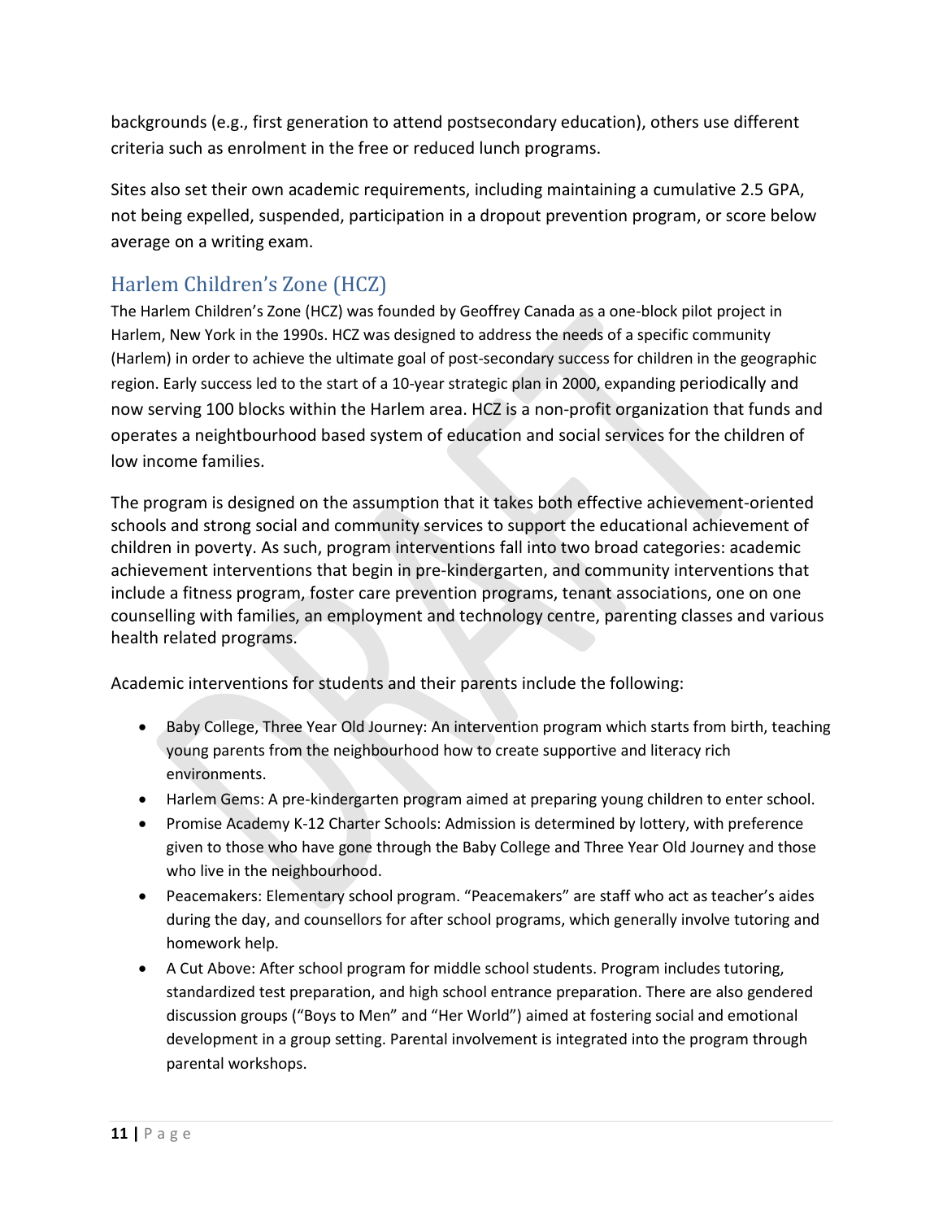backgrounds (e.g., first generation to attend postsecondary education), others use different criteria such as enrolment in the free or reduced lunch programs.

Sites also set their own academic requirements, including maintaining a cumulative 2.5 GPA, not being expelled, suspended, participation in a dropout prevention program, or score below average on a writing exam.

## Harlem Children's Zone (HCZ)

The Harlem Children's Zone (HCZ) was founded by Geoffrey Canada as a one-block pilot project in Harlem, New York in the 1990s. HCZ was designed to address the needs of a specific community (Harlem) in order to achieve the ultimate goal of post-secondary success for children in the geographic region. Early success led to the start of a 10-year strategic plan in 2000, expanding periodically and now serving 100 blocks within the Harlem area. HCZ is a non-profit organization that funds and operates a neighbourhood based system of education and social services for the children of low income families.

The program is designed on the assumption that it takes both effective achievement-oriented schools and strong social and community services to support the educational achievement of children in poverty. As such, program interventions fall into two broad categories: academic achievement interventions that begin in pre-kindergarten, and community interventions that include a fitness program, foster care prevention programs, tenant associations, one on one counselling with families, an employment and technology centre, parenting classes and various health related programs.

Academic interventions for students and their parents include the following:

- Baby College, Three Year Old Journey: An intervention program which starts from birth, teaching young parents from the neighbourhood how to create supportive and literacy rich environments.
- Harlem Gems: A pre-kindergarten program aimed at preparing young children to enter school.
- Promise Academy K-12 Charter Schools: Admission is determined by lottery, with preference given to those who have gone through the Baby College and Three Year Old Journey and those who live in the neighbourhood.
- Peacemakers: Elementary school program. "Peacemakers" are staff who act as teacher's aides during the day, and counsellors for after school programs, which generally involve tutoring and homework help.
- A Cut Above: After school program for middle school students. Program includes tutoring, standardized test preparation, and high school entrance preparation. There are also gendered discussion groups ("Boys to Men" and "Her World") aimed at fostering social and emotional development in a group setting. Parental involvement is integrated into the program through parental workshops.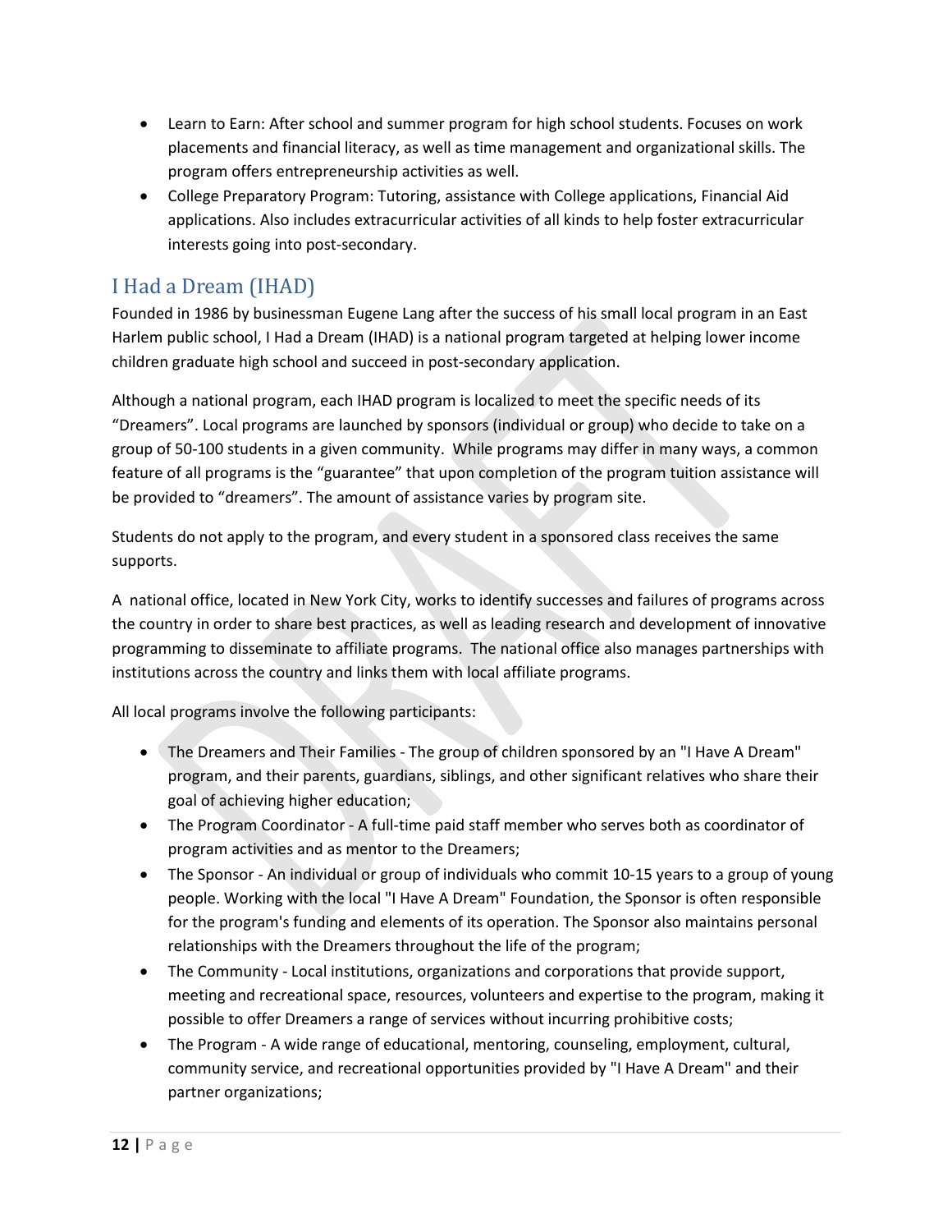- Learn to Earn: After school and summer program for high school students. Focuses on work placements and financial literacy, as well as time management and organizational skills. The program offers entrepreneurship activities as well.
- College Preparatory Program: Tutoring, assistance with College applications, Financial Aid applications. Also includes extracurricular activities of all kinds to help foster extracurricular interests going into post-secondary.

## I Had a Dream (IHAD)

Founded in 1986 by businessman Eugene Lang after the success of his small local program in an East Harlem public school, I Had a Dream (IHAD) is a national program targeted at helping lower income children graduate high school and succeed in post-secondary application.

Although a national program, each IHAD program is localized to meet the specific needs of its "Dreamers". Local programs are launched by sponsors (individual or group) who decide to take on a group of 50-100 students in a given community. While programs may differ in many ways, a common feature of all programs is the "guarantee" that upon completion of the program tuition assistance will be provided to "dreamers". The amount of assistance varies by program site.

Students do not apply to the program, and every student in a sponsored class receives the same supports.

A national office, located in New York City, works to identify successes and failures of programs across the country in order to share best practices, as well as leading research and development of innovative programming to disseminate to affiliate programs. The national office also manages partnerships with institutions across the country and links them with local affiliate programs.

All local programs involve the following participants:

- The Dreamers and Their Families - The group of children sponsored by an "I Have A Dream" program, and their parents, guardians, siblings, and other significant relatives who share their goal of achieving higher education;
- The Program Coordinator - A full-time paid staff member who serves both as coordinator of program activities and as mentor to the Dreamers;
- The Sponsor - An individual or group of individuals who commit 10-15 years to a group of young people. Working with the local "I Have A Dream" Foundation, the Sponsor is often responsible for the program's funding and elements of its operation. The Sponsor also maintains personal relationships with the Dreamers throughout the life of the program;
- The Community - Local institutions, organizations and corporations that provide support, meeting and recreational space, resources, volunteers and expertise to the program, making it possible to offer Dreamers a range of services without incurring prohibitive costs;
- The Program - A wide range of educational, mentoring, counseling, employment, cultural, community service, and recreational opportunities provided by "I Have A Dream" and their partner organizations;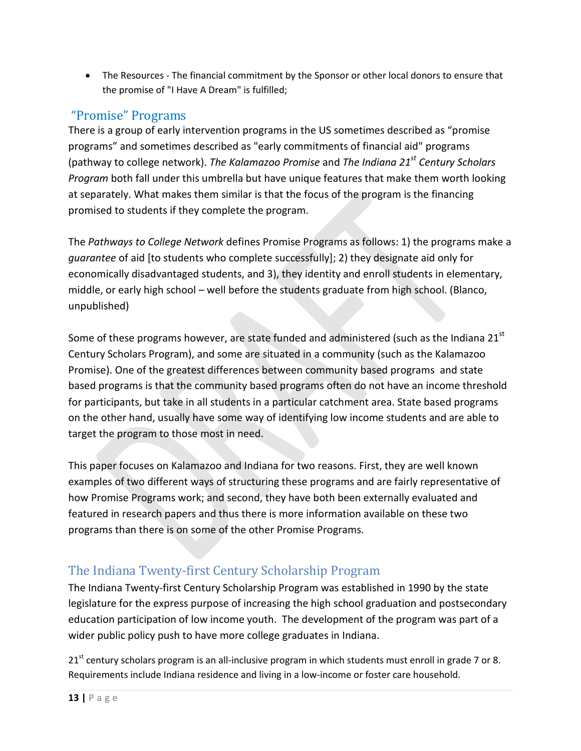- The Resources - The financial commitment by the Sponsor or other local donors to ensure that the promise of "I Have A Dream" is fulfilled;

## "Promise" Programs

There is a group of early intervention programs in the US sometimes described as "promise programs" and sometimes described as "early commitments of financial aid" programs (pathway to college network). *The Kalamazoo Promise* and *The Indiana 21st Century Scholars Program* both fall under this umbrella but have unique features that make them worth looking at separately. What makes them similar is that the focus of the program is the financing promised to students if they complete the program.

The *Pathways to College Network* defines Promise Programs as follows: 1) the programs make a *guarantee* of aid [to students who complete successfully]; 2) they designate aid only for economically disadvantaged students, and 3), they identity and enroll students in elementary, middle, or early high school – well before the students graduate from high school. (Blanco, unpublished)

Some of these programs however, are state funded and administered (such as the Indiana 21st Century Scholars Program), and some are situated in a community (such as the Kalamazoo Promise). One of the greatest differences between community based programs and state based programs is that the community based programs often do not have an income threshold for participants, but take in all students in a particular catchment area. State based programs on the other hand, usually have some way of identifying low income students and are able to target the program to those most in need.

This paper focuses on Kalamazoo and Indiana for two reasons. First, they are well known examples of two different ways of structuring these programs and are fairly representative of how Promise Programs work; and second, they have both been externally evaluated and featured in research papers and thus there is more information available on these two programs than there is on some of the other Promise Programs.

## The Indiana Twenty-first Century Scholarship Program

The Indiana Twenty-first Century Scholarship Program was established in 1990 by the state legislature for the express purpose of increasing the high school graduation and postsecondary education participation of low income youth. The development of the program was part of a wider public policy push to have more college graduates in Indiana.

21st century scholars program is an all-inclusive program in which students must enroll in grade 7 or 8. Requirements include Indiana residence and living in a low-income or foster care household.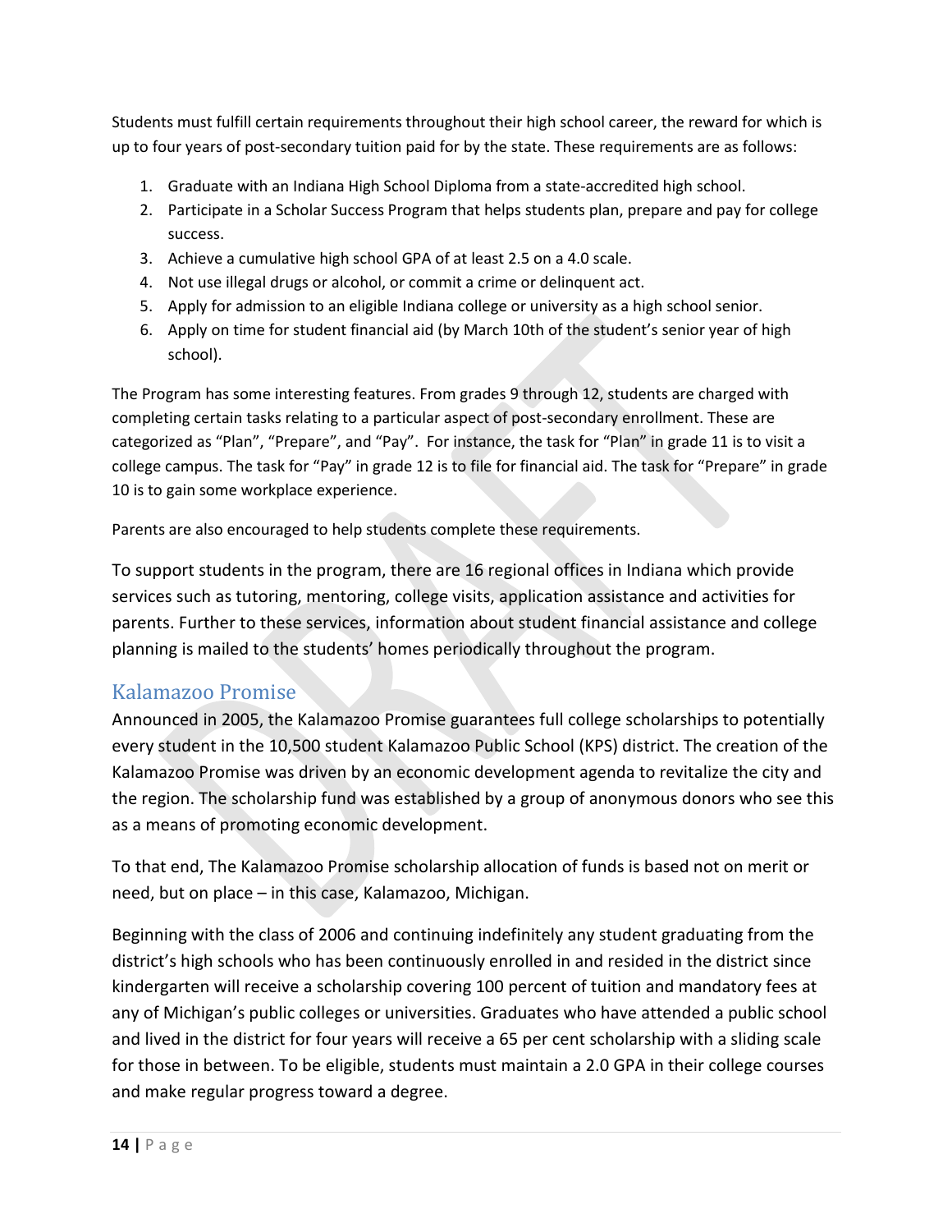Students must fulfill certain requirements throughout their high school career, the reward for which is up to four years of post-secondary tuition paid for by the state. These requirements are as follows:

1. Graduate with an Indiana High School Diploma from a state-accredited high school.
2. Participate in a Scholar Success Program that helps students plan, prepare and pay for college success.
3. Achieve a cumulative high school GPA of at least 2.5 on a 4.0 scale.
4. Not use illegal drugs or alcohol, or commit a crime or delinquent act.
5. Apply for admission to an eligible Indiana college or university as a high school senior.
6. Apply on time for student financial aid (by March 10th of the student's senior year of high school).

The Program has some interesting features. From grades 9 through 12, students are charged with completing certain tasks relating to a particular aspect of post-secondary enrollment. These are categorized as "Plan", "Prepare", and "Pay". For instance, the task for "Plan" in grade 11 is to visit a college campus. The task for "Pay" in grade 12 is to file for financial aid. The task for "Prepare" in grade 10 is to gain some workplace experience.

Parents are also encouraged to help students complete these requirements.

To support students in the program, there are 16 regional offices in Indiana which provide services such as tutoring, mentoring, college visits, application assistance and activities for parents. Further to these services, information about student financial assistance and college planning is mailed to the students' homes periodically throughout the program.

## Kalamazoo Promise

Announced in 2005, the Kalamazoo Promise guarantees full college scholarships to potentially every student in the 10,500 student Kalamazoo Public School (KPS) district. The creation of the Kalamazoo Promise was driven by an economic development agenda to revitalize the city and the region. The scholarship fund was established by a group of anonymous donors who see this as a means of promoting economic development.

To that end, The Kalamazoo Promise scholarship allocation of funds is based not on merit or need, but on place – in this case, Kalamazoo, Michigan.

Beginning with the class of 2006 and continuing indefinitely any student graduating from the district's high schools who has been continuously enrolled in and resided in the district since kindergarten will receive a scholarship covering 100 percent of tuition and mandatory fees at any of Michigan's public colleges or universities. Graduates who have attended a public school and lived in the district for four years will receive a 65 per cent scholarship with a sliding scale for those in between. To be eligible, students must maintain a 2.0 GPA in their college courses and make regular progress toward a degree.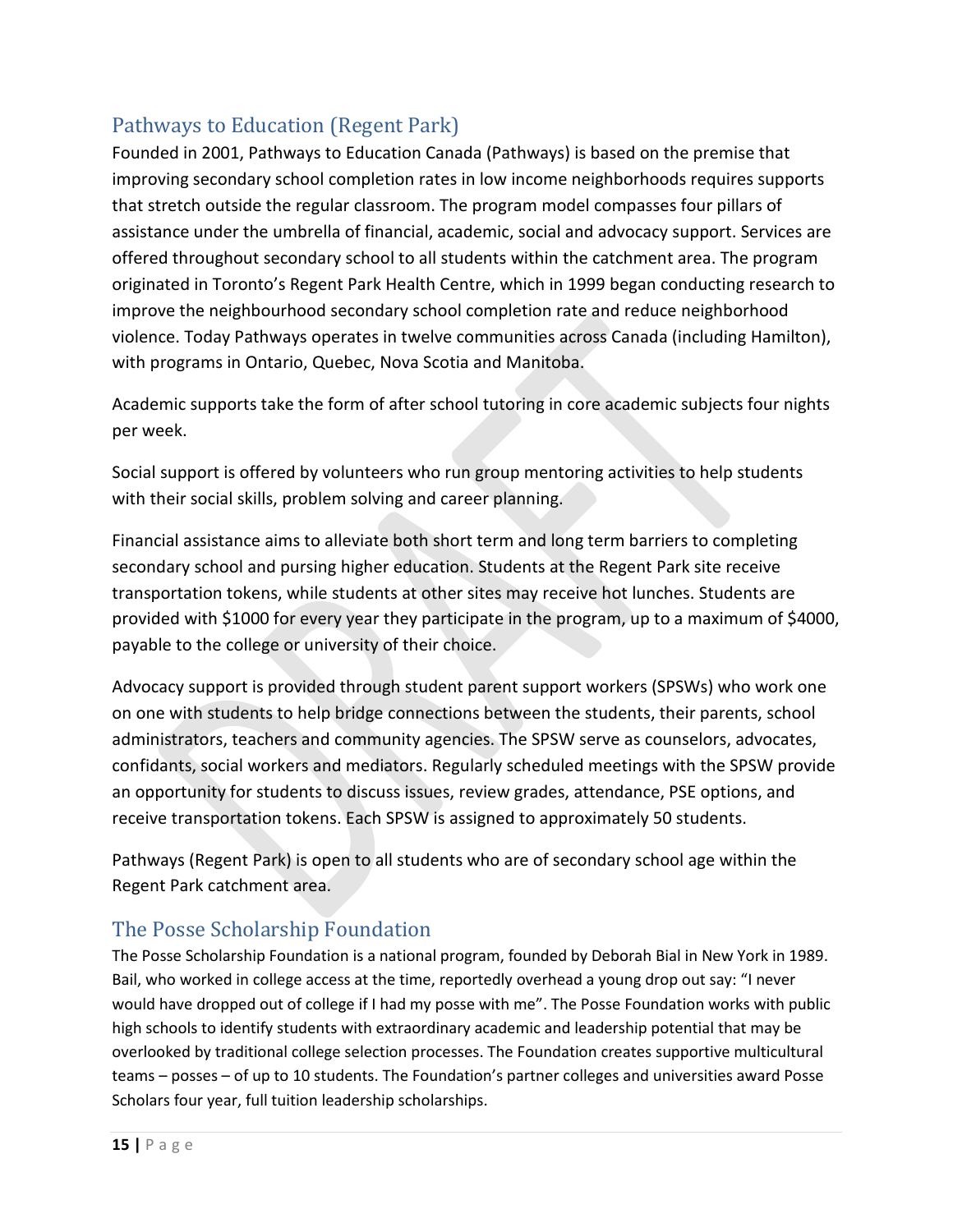## Pathways to Education (Regent Park)

Founded in 2001, Pathways to Education Canada (Pathways) is based on the premise that improving secondary school completion rates in low income neighborhoods requires supports that stretch outside the regular classroom. The program model compasses four pillars of assistance under the umbrella of financial, academic, social and advocacy support. Services are offered throughout secondary school to all students within the catchment area. The program originated in Toronto's Regent Park Health Centre, which in 1999 began conducting research to improve the neighbourhood secondary school completion rate and reduce neighborhood violence. Today Pathways operates in twelve communities across Canada (including Hamilton), with programs in Ontario, Quebec, Nova Scotia and Manitoba.

Academic supports take the form of after school tutoring in core academic subjects four nights per week.

Social support is offered by volunteers who run group mentoring activities to help students with their social skills, problem solving and career planning.

Financial assistance aims to alleviate both short term and long term barriers to completing secondary school and pursing higher education. Students at the Regent Park site receive transportation tokens, while students at other sites may receive hot lunches. Students are provided with $1000 for every year they participate in the program, up to a maximum of $4000, payable to the college or university of their choice.

Advocacy support is provided through student parent support workers (SPSWs) who work one on one with students to help bridge connections between the students, their parents, school administrators, teachers and community agencies. The SPSW serve as counselors, advocates, confidants, social workers and mediators. Regularly scheduled meetings with the SPSW provide an opportunity for students to discuss issues, review grades, attendance, PSE options, and receive transportation tokens. Each SPSW is assigned to approximately 50 students.

Pathways (Regent Park) is open to all students who are of secondary school age within the Regent Park catchment area.

## The Posse Scholarship Foundation

The Posse Scholarship Foundation is a national program, founded by Deborah Bial in New York in 1989. Bail, who worked in college access at the time, reportedly overhead a young drop out say: "I never would have dropped out of college if I had my posse with me". The Posse Foundation works with public high schools to identify students with extraordinary academic and leadership potential that may be overlooked by traditional college selection processes. The Foundation creates supportive multicultural teams – posses – of up to 10 students. The Foundation's partner colleges and universities award Posse Scholars four year, full tuition leadership scholarships.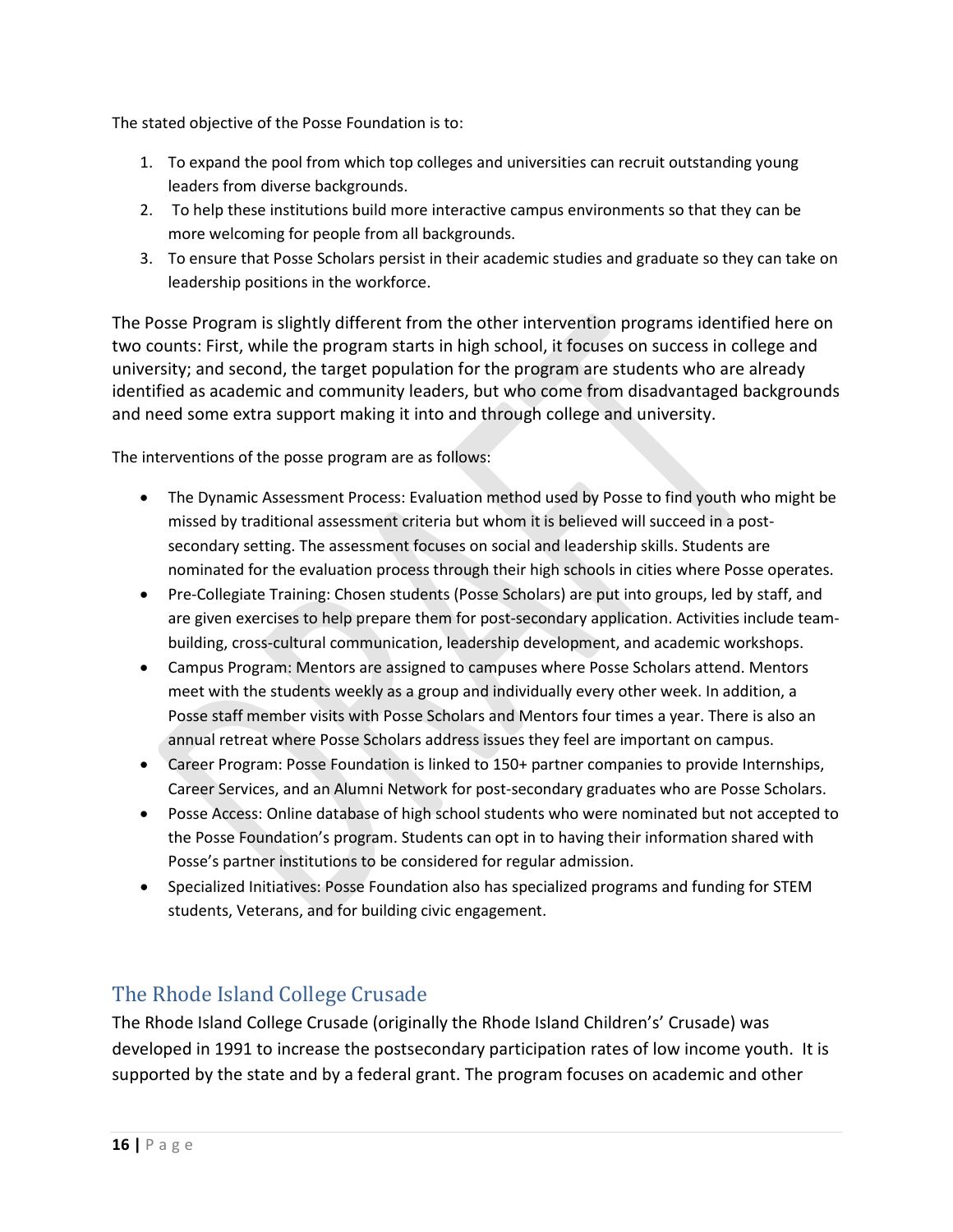The stated objective of the Posse Foundation is to:

1. To expand the pool from which top colleges and universities can recruit outstanding young leaders from diverse backgrounds.
2. To help these institutions build more interactive campus environments so that they can be more welcoming for people from all backgrounds.
3. To ensure that Posse Scholars persist in their academic studies and graduate so they can take on leadership positions in the workforce.

The Posse Program is slightly different from the other intervention programs identified here on two counts: First, while the program starts in high school, it focuses on success in college and university; and second, the target population for the program are students who are already identified as academic and community leaders, but who come from disadvantaged backgrounds and need some extra support making it into and through college and university.

The interventions of the posse program are as follows:

- The Dynamic Assessment Process: Evaluation method used by Posse to find youth who might be missed by traditional assessment criteria but whom it is believed will succeed in a post-secondary setting. The assessment focuses on social and leadership skills. Students are nominated for the evaluation process through their high schools in cities where Posse operates.
- Pre-Collegiate Training: Chosen students (Posse Scholars) are put into groups, led by staff, and are given exercises to help prepare them for post-secondary application. Activities include team-building, cross-cultural communication, leadership development, and academic workshops.
- Campus Program: Mentors are assigned to campuses where Posse Scholars attend. Mentors meet with the students weekly as a group and individually every other week. In addition, a Posse staff member visits with Posse Scholars and Mentors four times a year. There is also an annual retreat where Posse Scholars address issues they feel are important on campus.
- Career Program: Posse Foundation is linked to 150+ partner companies to provide Internships, Career Services, and an Alumni Network for post-secondary graduates who are Posse Scholars.
- Posse Access: Online database of high school students who were nominated but not accepted to the Posse Foundation's program. Students can opt in to having their information shared with Posse's partner institutions to be considered for regular admission.
- Specialized Initiatives: Posse Foundation also has specialized programs and funding for STEM students, Veterans, and for building civic engagement.

## The Rhode Island College Crusade

The Rhode Island College Crusade (originally the Rhode Island Children's' Crusade) was developed in 1991 to increase the postsecondary participation rates of low income youth. It is supported by the state and by a federal grant. The program focuses on academic and other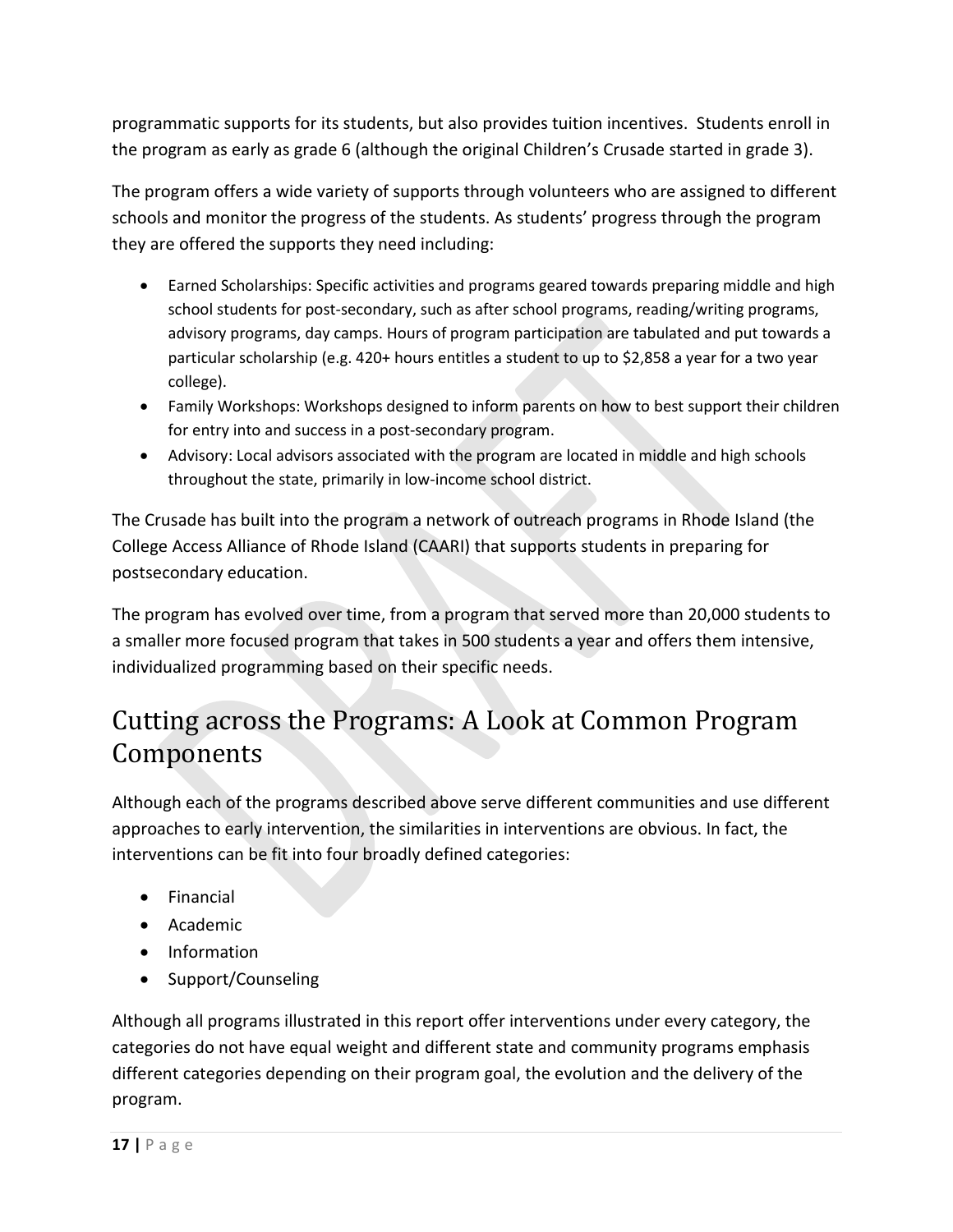programmatic supports for its students, but also provides tuition incentives. Students enroll in the program as early as grade 6 (although the original Children's Crusade started in grade 3).

The program offers a wide variety of supports through volunteers who are assigned to different schools and monitor the progress of the students. As students' progress through the program they are offered the supports they need including:

- Earned Scholarships: Specific activities and programs geared towards preparing middle and high school students for post-secondary, such as after school programs, reading/writing programs, advisory programs, day camps. Hours of program participation are tabulated and put towards a particular scholarship (e.g. 420+ hours entitles a student to up to $2,858 a year for a two year college).
- Family Workshops: Workshops designed to inform parents on how to best support their children for entry into and success in a post-secondary program.
- Advisory: Local advisors associated with the program are located in middle and high schools throughout the state, primarily in low-income school district.

The Crusade has built into the program a network of outreach programs in Rhode Island (the College Access Alliance of Rhode Island (CAARI) that supports students in preparing for postsecondary education.

The program has evolved over time, from a program that served more than 20,000 students to a smaller more focused program that takes in 500 students a year and offers them intensive, individualized programming based on their specific needs.

# Cutting across the Programs: A Look at Common Program Components

Although each of the programs described above serve different communities and use different approaches to early intervention, the similarities in interventions are obvious. In fact, the interventions can be fit into four broadly defined categories:

- Financial
- Academic
- Information
- Support/Counseling

Although all programs illustrated in this report offer interventions under every category, the categories do not have equal weight and different state and community programs emphasis different categories depending on their program goal, the evolution and the delivery of the program.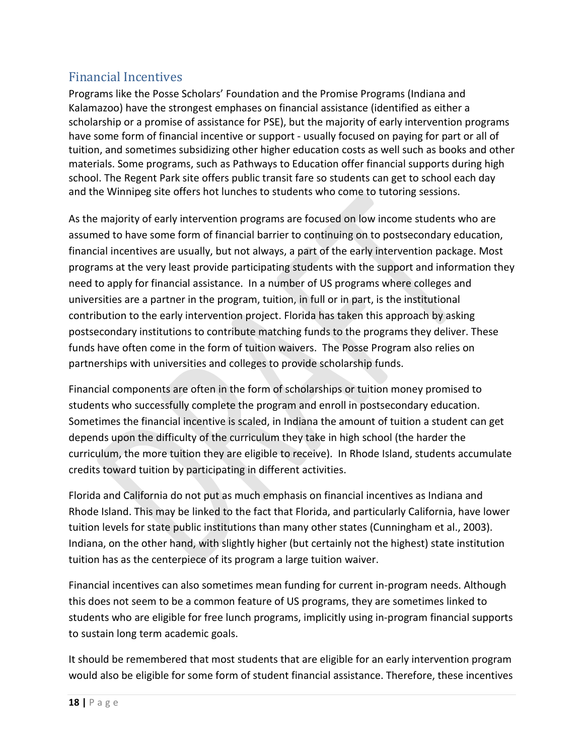## Financial Incentives

Programs like the Posse Scholars' Foundation and the Promise Programs (Indiana and Kalamazoo) have the strongest emphases on financial assistance (identified as either a scholarship or a promise of assistance for PSE), but the majority of early intervention programs have some form of financial incentive or support - usually focused on paying for part or all of tuition, and sometimes subsidizing other higher education costs as well such as books and other materials. Some programs, such as Pathways to Education offer financial supports during high school. The Regent Park site offers public transit fare so students can get to school each day and the Winnipeg site offers hot lunches to students who come to tutoring sessions.

As the majority of early intervention programs are focused on low income students who are assumed to have some form of financial barrier to continuing on to postsecondary education, financial incentives are usually, but not always, a part of the early intervention package. Most programs at the very least provide participating students with the support and information they need to apply for financial assistance. In a number of US programs where colleges and universities are a partner in the program, tuition, in full or in part, is the institutional contribution to the early intervention project. Florida has taken this approach by asking postsecondary institutions to contribute matching funds to the programs they deliver. These funds have often come in the form of tuition waivers. The Posse Program also relies on partnerships with universities and colleges to provide scholarship funds.

Financial components are often in the form of scholarships or tuition money promised to students who successfully complete the program and enroll in postsecondary education. Sometimes the financial incentive is scaled, in Indiana the amount of tuition a student can get depends upon the difficulty of the curriculum they take in high school (the harder the curriculum, the more tuition they are eligible to receive). In Rhode Island, students accumulate credits toward tuition by participating in different activities.

Florida and California do not put as much emphasis on financial incentives as Indiana and Rhode Island. This may be linked to the fact that Florida, and particularly California, have lower tuition levels for state public institutions than many other states (Cunningham et al., 2003). Indiana, on the other hand, with slightly higher (but certainly not the highest) state institution tuition has as the centerpiece of its program a large tuition waiver.

Financial incentives can also sometimes mean funding for current in-program needs. Although this does not seem to be a common feature of US programs, they are sometimes linked to students who are eligible for free lunch programs, implicitly using in-program financial supports to sustain long term academic goals.

It should be remembered that most students that are eligible for an early intervention program would also be eligible for some form of student financial assistance. Therefore, these incentives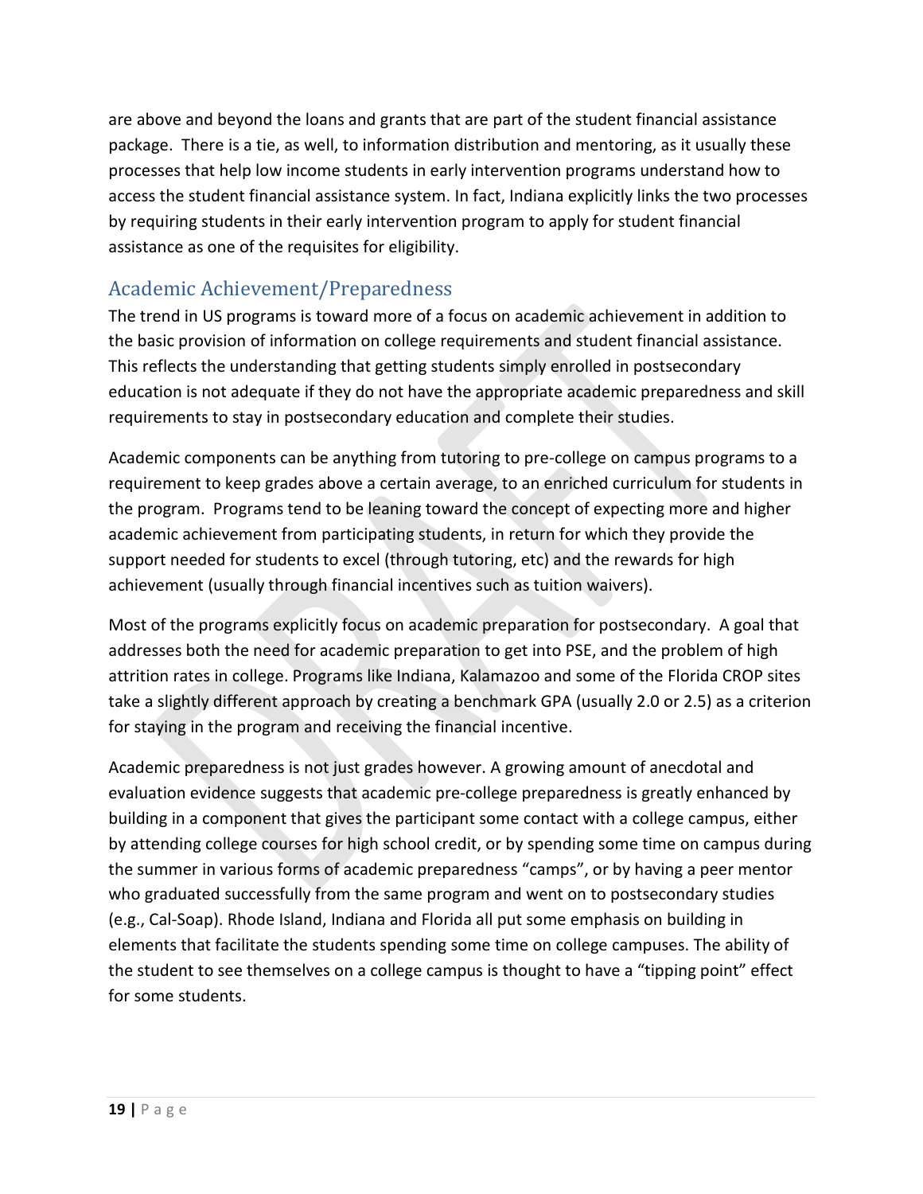are above and beyond the loans and grants that are part of the student financial assistance package. There is a tie, as well, to information distribution and mentoring, as it usually these processes that help low income students in early intervention programs understand how to access the student financial assistance system. In fact, Indiana explicitly links the two processes by requiring students in their early intervention program to apply for student financial assistance as one of the requisites for eligibility.

## Academic Achievement/Preparedness

The trend in US programs is toward more of a focus on academic achievement in addition to the basic provision of information on college requirements and student financial assistance. This reflects the understanding that getting students simply enrolled in postsecondary education is not adequate if they do not have the appropriate academic preparedness and skill requirements to stay in postsecondary education and complete their studies.

Academic components can be anything from tutoring to pre-college on campus programs to a requirement to keep grades above a certain average, to an enriched curriculum for students in the program. Programs tend to be leaning toward the concept of expecting more and higher academic achievement from participating students, in return for which they provide the support needed for students to excel (through tutoring, etc) and the rewards for high achievement (usually through financial incentives such as tuition waivers).

Most of the programs explicitly focus on academic preparation for postsecondary. A goal that addresses both the need for academic preparation to get into PSE, and the problem of high attrition rates in college. Programs like Indiana, Kalamazoo and some of the Florida CROP sites take a slightly different approach by creating a benchmark GPA (usually 2.0 or 2.5) as a criterion for staying in the program and receiving the financial incentive.

Academic preparedness is not just grades however. A growing amount of anecdotal and evaluation evidence suggests that academic pre-college preparedness is greatly enhanced by building in a component that gives the participant some contact with a college campus, either by attending college courses for high school credit, or by spending some time on campus during the summer in various forms of academic preparedness “camps”, or by having a peer mentor who graduated successfully from the same program and went on to postsecondary studies (e.g., Cal-Soap). Rhode Island, Indiana and Florida all put some emphasis on building in elements that facilitate the students spending some time on college campuses. The ability of the student to see themselves on a college campus is thought to have a “tipping point” effect for some students.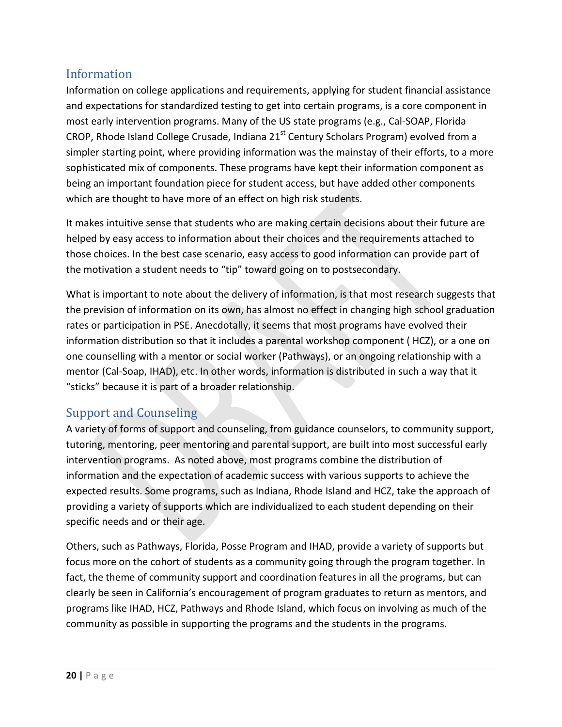## Information

Information on college applications and requirements, applying for student financial assistance and expectations for standardized testing to get into certain programs, is a core component in most early intervention programs. Many of the US state programs (e.g., Cal-SOAP, Florida CROP, Rhode Island College Crusade, Indiana 21st Century Scholars Program) evolved from a simpler starting point, where providing information was the mainstay of their efforts, to a more sophisticated mix of components. These programs have kept their information component as being an important foundation piece for student access, but have added other components which are thought to have more of an effect on high risk students.

It makes intuitive sense that students who are making certain decisions about their future are helped by easy access to information about their choices and the requirements attached to those choices. In the best case scenario, easy access to good information can provide part of the motivation a student needs to "tip" toward going on to postsecondary.

What is important to note about the delivery of information, is that most research suggests that the prevision of information on its own, has almost no effect in changing high school graduation rates or participation in PSE. Anecdotally, it seems that most programs have evolved their information distribution so that it includes a parental workshop component ( HCZ), or a one on one counselling with a mentor or social worker (Pathways), or an ongoing relationship with a mentor (Cal-Soap, IHAD), etc. In other words, information is distributed in such a way that it "sticks" because it is part of a broader relationship.

## Support and Counseling

A variety of forms of support and counseling, from guidance counselors, to community support, tutoring, mentoring, peer mentoring and parental support, are built into most successful early intervention programs. As noted above, most programs combine the distribution of information and the expectation of academic success with various supports to achieve the expected results. Some programs, such as Indiana, Rhode Island and HCZ, take the approach of providing a variety of supports which are individualized to each student depending on their specific needs and or their age.

Others, such as Pathways, Florida, Posse Program and IHAD, provide a variety of supports but focus more on the cohort of students as a community going through the program together. In fact, the theme of community support and coordination features in all the programs, but can clearly be seen in California's encouragement of program graduates to return as mentors, and programs like IHAD, HCZ, Pathways and Rhode Island, which focus on involving as much of the community as possible in supporting the programs and the students in the programs.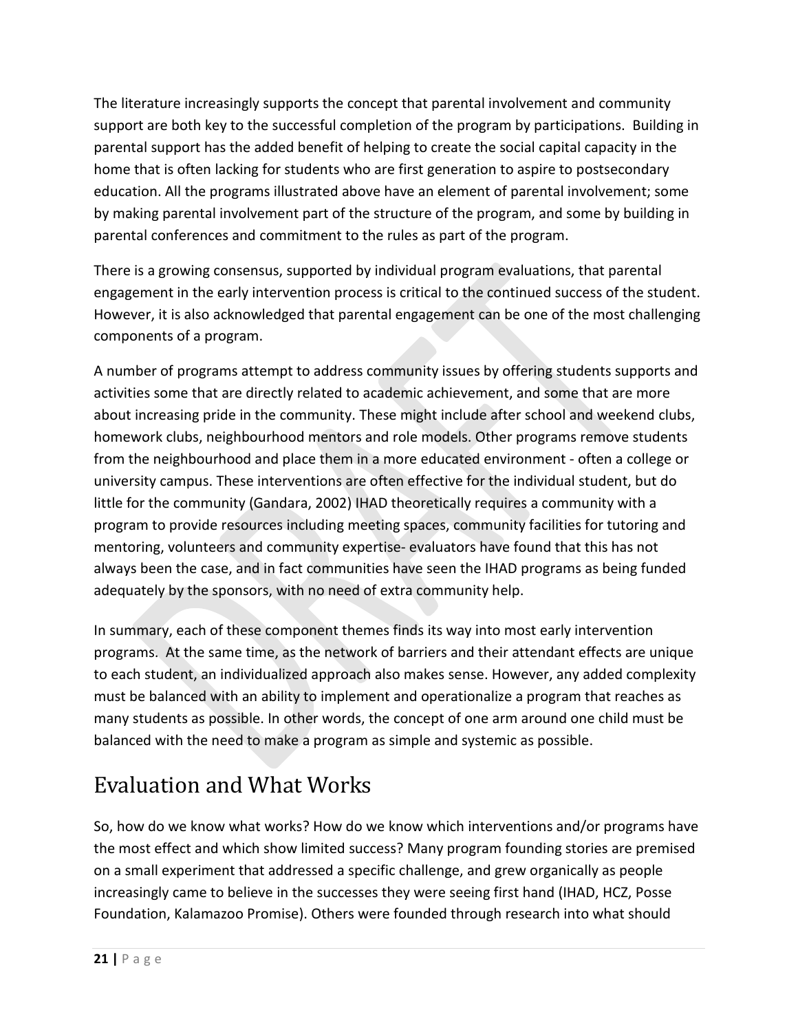The literature increasingly supports the concept that parental involvement and community support are both key to the successful completion of the program by participations. Building in parental support has the added benefit of helping to create the social capital capacity in the home that is often lacking for students who are first generation to aspire to postsecondary education. All the programs illustrated above have an element of parental involvement; some by making parental involvement part of the structure of the program, and some by building in parental conferences and commitment to the rules as part of the program.

There is a growing consensus, supported by individual program evaluations, that parental engagement in the early intervention process is critical to the continued success of the student. However, it is also acknowledged that parental engagement can be one of the most challenging components of a program.

A number of programs attempt to address community issues by offering students supports and activities some that are directly related to academic achievement, and some that are more about increasing pride in the community. These might include after school and weekend clubs, homework clubs, neighbourhood mentors and role models. Other programs remove students from the neighbourhood and place them in a more educated environment - often a college or university campus. These interventions are often effective for the individual student, but do little for the community (Gandara, 2002) IHAD theoretically requires a community with a program to provide resources including meeting spaces, community facilities for tutoring and mentoring, volunteers and community expertise- evaluators have found that this has not always been the case, and in fact communities have seen the IHAD programs as being funded adequately by the sponsors, with no need of extra community help.

In summary, each of these component themes finds its way into most early intervention programs. At the same time, as the network of barriers and their attendant effects are unique to each student, an individualized approach also makes sense. However, any added complexity must be balanced with an ability to implement and operationalize a program that reaches as many students as possible. In other words, the concept of one arm around one child must be balanced with the need to make a program as simple and systemic as possible.

# Evaluation and What Works

So, how do we know what works? How do we know which interventions and/or programs have the most effect and which show limited success? Many program founding stories are premised on a small experiment that addressed a specific challenge, and grew organically as people increasingly came to believe in the successes they were seeing first hand (IHAD, HCZ, Posse Foundation, Kalamazoo Promise). Others were founded through research into what should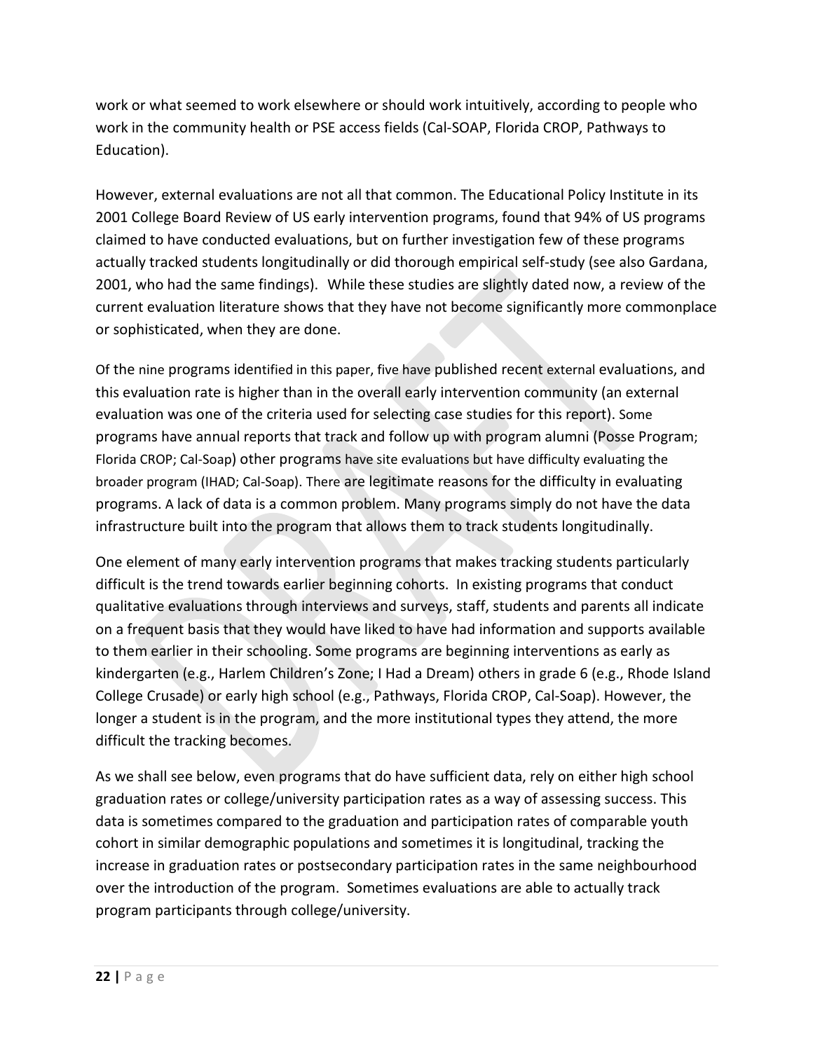work or what seemed to work elsewhere or should work intuitively, according to people who work in the community health or PSE access fields (Cal-SOAP, Florida CROP, Pathways to Education).

However, external evaluations are not all that common. The Educational Policy Institute in its 2001 College Board Review of US early intervention programs, found that 94% of US programs claimed to have conducted evaluations, but on further investigation few of these programs actually tracked students longitudinally or did thorough empirical self-study (see also Gardana, 2001, who had the same findings). While these studies are slightly dated now, a review of the current evaluation literature shows that they have not become significantly more commonplace or sophisticated, when they are done.

Of the nine programs identified in this paper, five have published recent external evaluations, and this evaluation rate is higher than in the overall early intervention community (an external evaluation was one of the criteria used for selecting case studies for this report). Some programs have annual reports that track and follow up with program alumni (Posse Program; Florida CROP; Cal-Soap) other programs have site evaluations but have difficulty evaluating the broader program (IHAD; Cal-Soap). There are legitimate reasons for the difficulty in evaluating programs. A lack of data is a common problem. Many programs simply do not have the data infrastructure built into the program that allows them to track students longitudinally.

One element of many early intervention programs that makes tracking students particularly difficult is the trend towards earlier beginning cohorts. In existing programs that conduct qualitative evaluations through interviews and surveys, staff, students and parents all indicate on a frequent basis that they would have liked to have had information and supports available to them earlier in their schooling. Some programs are beginning interventions as early as kindergarten (e.g., Harlem Children's Zone; I Had a Dream) others in grade 6 (e.g., Rhode Island College Crusade) or early high school (e.g., Pathways, Florida CROP, Cal-Soap). However, the longer a student is in the program, and the more institutional types they attend, the more difficult the tracking becomes.

As we shall see below, even programs that do have sufficient data, rely on either high school graduation rates or college/university participation rates as a way of assessing success. This data is sometimes compared to the graduation and participation rates of comparable youth cohort in similar demographic populations and sometimes it is longitudinal, tracking the increase in graduation rates or postsecondary participation rates in the same neighbourhood over the introduction of the program. Sometimes evaluations are able to actually track program participants through college/university.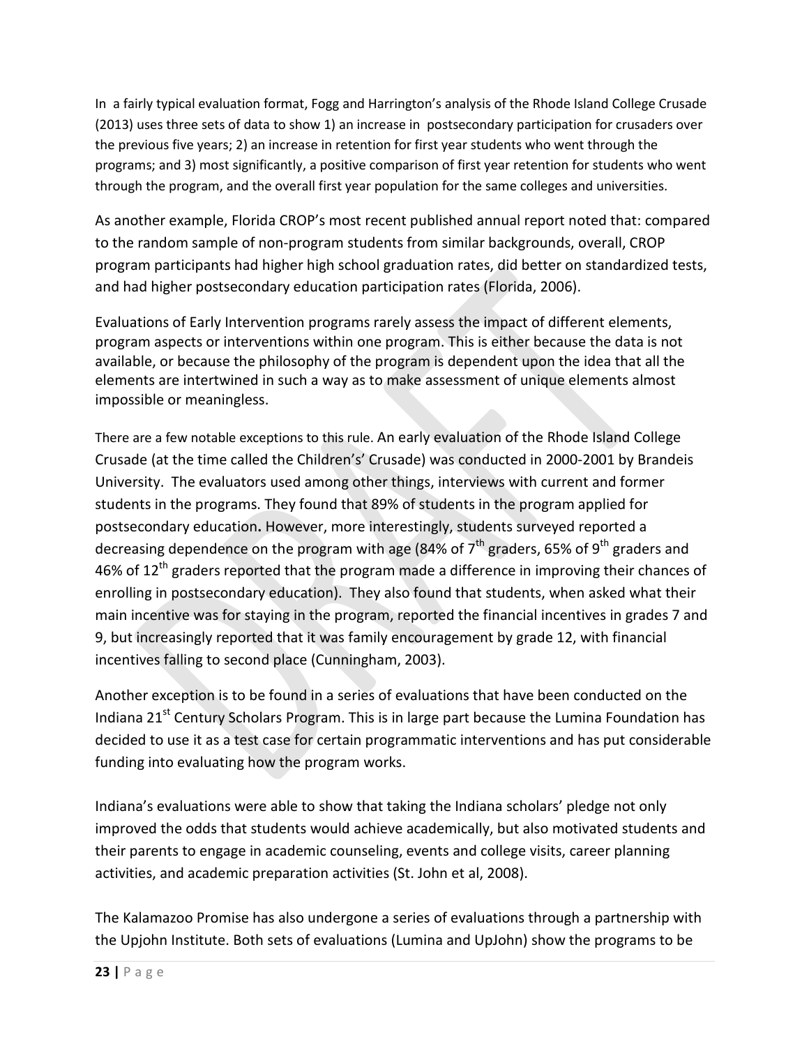In a fairly typical evaluation format, Fogg and Harrington's analysis of the Rhode Island College Crusade (2013) uses three sets of data to show 1) an increase in postsecondary participation for crusaders over the previous five years; 2) an increase in retention for first year students who went through the programs; and 3) most significantly, a positive comparison of first year retention for students who went through the program, and the overall first year population for the same colleges and universities.

As another example, Florida CROP's most recent published annual report noted that: compared to the random sample of non-program students from similar backgrounds, overall, CROP program participants had higher high school graduation rates, did better on standardized tests, and had higher postsecondary education participation rates (Florida, 2006).

Evaluations of Early Intervention programs rarely assess the impact of different elements, program aspects or interventions within one program. This is either because the data is not available, or because the philosophy of the program is dependent upon the idea that all the elements are intertwined in such a way as to make assessment of unique elements almost impossible or meaningless.

There are a few notable exceptions to this rule. An early evaluation of the Rhode Island College Crusade (at the time called the Childrens' Crusade) was conducted in 2000-2001 by Brandeis University. The evaluators used among other things, interviews with current and former students in the programs. They found that 89% of students in the program applied for postsecondary education**.** However, more interestingly, students surveyed reported a decreasing dependence on the program with age (84% of 7th graders, 65% of 9th graders and 46% of 12th graders reported that the program made a difference in improving their chances of enrolling in postsecondary education). They also found that students, when asked what their main incentive was for staying in the program, reported the financial incentives in grades 7 and 9, but increasingly reported that it was family encouragement by grade 12, with financial incentives falling to second place (Cunningham, 2003).

Another exception is to be found in a series of evaluations that have been conducted on the Indiana 21st Century Scholars Program. This is in large part because the Lumina Foundation has decided to use it as a test case for certain programmatic interventions and has put considerable funding into evaluating how the program works.

Indiana's evaluations were able to show that taking the Indiana scholars' pledge not only improved the odds that students would achieve academically, but also motivated students and their parents to engage in academic counseling, events and college visits, career planning activities, and academic preparation activities (St. John et al, 2008).

The Kalamazoo Promise has also undergone a series of evaluations through a partnership with the Upjohn Institute. Both sets of evaluations (Lumina and UpJohn) show the programs to be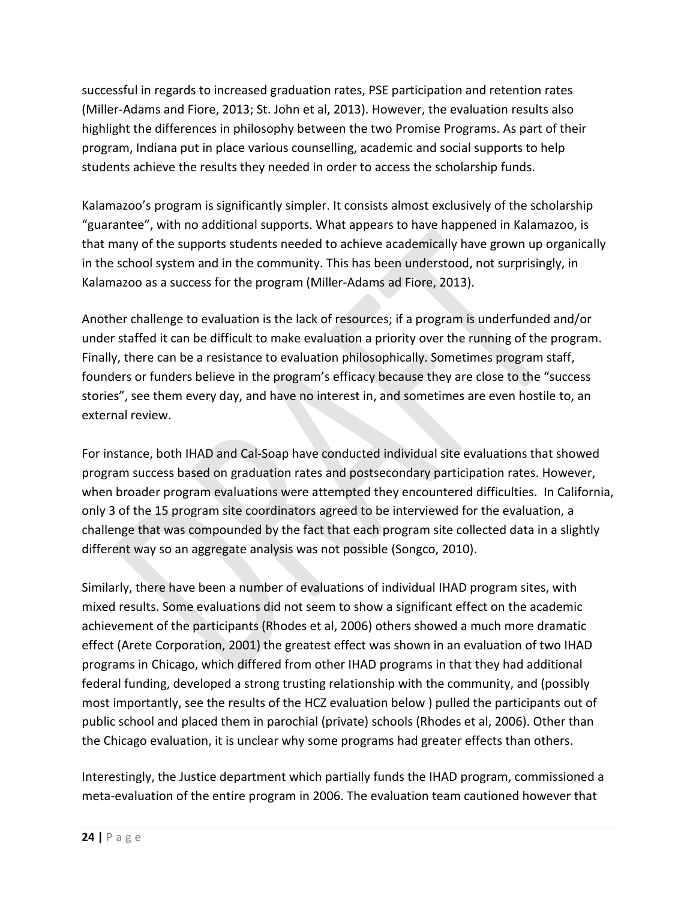successful in regards to increased graduation rates, PSE participation and retention rates (Miller-Adams and Fiore, 2013; St. John et al, 2013). However, the evaluation results also highlight the differences in philosophy between the two Promise Programs. As part of their program, Indiana put in place various counselling, academic and social supports to help students achieve the results they needed in order to access the scholarship funds.

Kalamazoo's program is significantly simpler. It consists almost exclusively of the scholarship "guarantee", with no additional supports. What appears to have happened in Kalamazoo, is that many of the supports students needed to achieve academically have grown up organically in the school system and in the community. This has been understood, not surprisingly, in Kalamazoo as a success for the program (Miller-Adams ad Fiore, 2013).

Another challenge to evaluation is the lack of resources; if a program is underfunded and/or under staffed it can be difficult to make evaluation a priority over the running of the program. Finally, there can be a resistance to evaluation philosophically. Sometimes program staff, founders or funders believe in the program's efficacy because they are close to the "success stories", see them every day, and have no interest in, and sometimes are even hostile to, an external review.

For instance, both IHAD and Cal-Soap have conducted individual site evaluations that showed program success based on graduation rates and postsecondary participation rates. However, when broader program evaluations were attempted they encountered difficulties. In California, only 3 of the 15 program site coordinators agreed to be interviewed for the evaluation, a challenge that was compounded by the fact that each program site collected data in a slightly different way so an aggregate analysis was not possible (Songco, 2010).

Similarly, there have been a number of evaluations of individual IHAD program sites, with mixed results. Some evaluations did not seem to show a significant effect on the academic achievement of the participants (Rhodes et al, 2006) others showed a much more dramatic effect (Arete Corporation, 2001) the greatest effect was shown in an evaluation of two IHAD programs in Chicago, which differed from other IHAD programs in that they had additional federal funding, developed a strong trusting relationship with the community, and (possibly most importantly, see the results of the HCZ evaluation below ) pulled the participants out of public school and placed them in parochial (private) schools (Rhodes et al, 2006). Other than the Chicago evaluation, it is unclear why some programs had greater effects than others.

Interestingly, the Justice department which partially funds the IHAD program, commissioned a meta-evaluation of the entire program in 2006. The evaluation team cautioned however that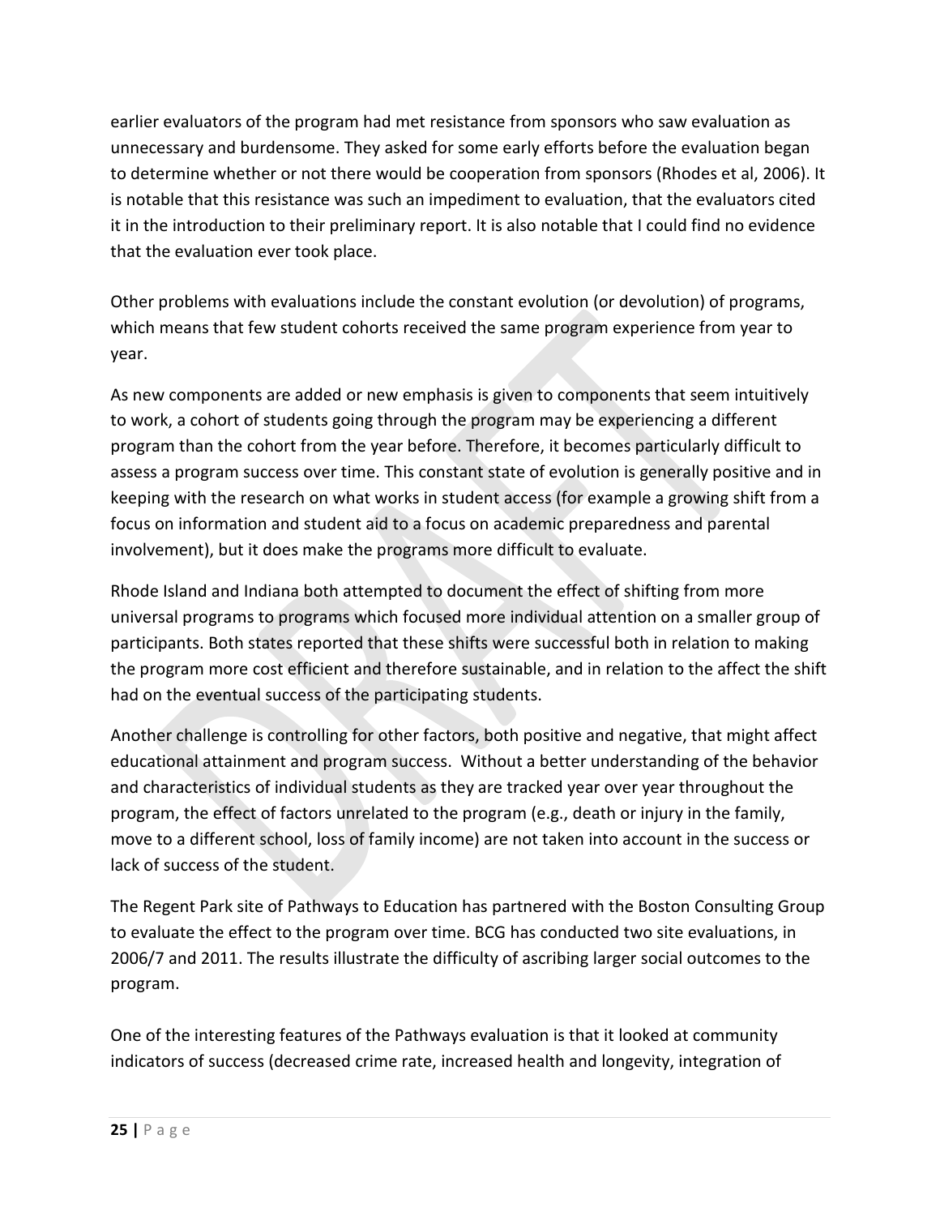earlier evaluators of the program had met resistance from sponsors who saw evaluation as unnecessary and burdensome. They asked for some early efforts before the evaluation began to determine whether or not there would be cooperation from sponsors (Rhodes et al, 2006). It is notable that this resistance was such an impediment to evaluation, that the evaluators cited it in the introduction to their preliminary report. It is also notable that I could find no evidence that the evaluation ever took place.

Other problems with evaluations include the constant evolution (or devolution) of programs, which means that few student cohorts received the same program experience from year to year.

As new components are added or new emphasis is given to components that seem intuitively to work, a cohort of students going through the program may be experiencing a different program than the cohort from the year before. Therefore, it becomes particularly difficult to assess a program success over time. This constant state of evolution is generally positive and in keeping with the research on what works in student access (for example a growing shift from a focus on information and student aid to a focus on academic preparedness and parental involvement), but it does make the programs more difficult to evaluate.

Rhode Island and Indiana both attempted to document the effect of shifting from more universal programs to programs which focused more individual attention on a smaller group of participants. Both states reported that these shifts were successful both in relation to making the program more cost efficient and therefore sustainable, and in relation to the affect the shift had on the eventual success of the participating students.

Another challenge is controlling for other factors, both positive and negative, that might affect educational attainment and program success. Without a better understanding of the behavior and characteristics of individual students as they are tracked year over year throughout the program, the effect of factors unrelated to the program (e.g., death or injury in the family, move to a different school, loss of family income) are not taken into account in the success or lack of success of the student.

The Regent Park site of Pathways to Education has partnered with the Boston Consulting Group to evaluate the effect to the program over time. BCG has conducted two site evaluations, in 2006/7 and 2011. The results illustrate the difficulty of ascribing larger social outcomes to the program.

One of the interesting features of the Pathways evaluation is that it looked at community indicators of success (decreased crime rate, increased health and longevity, integration of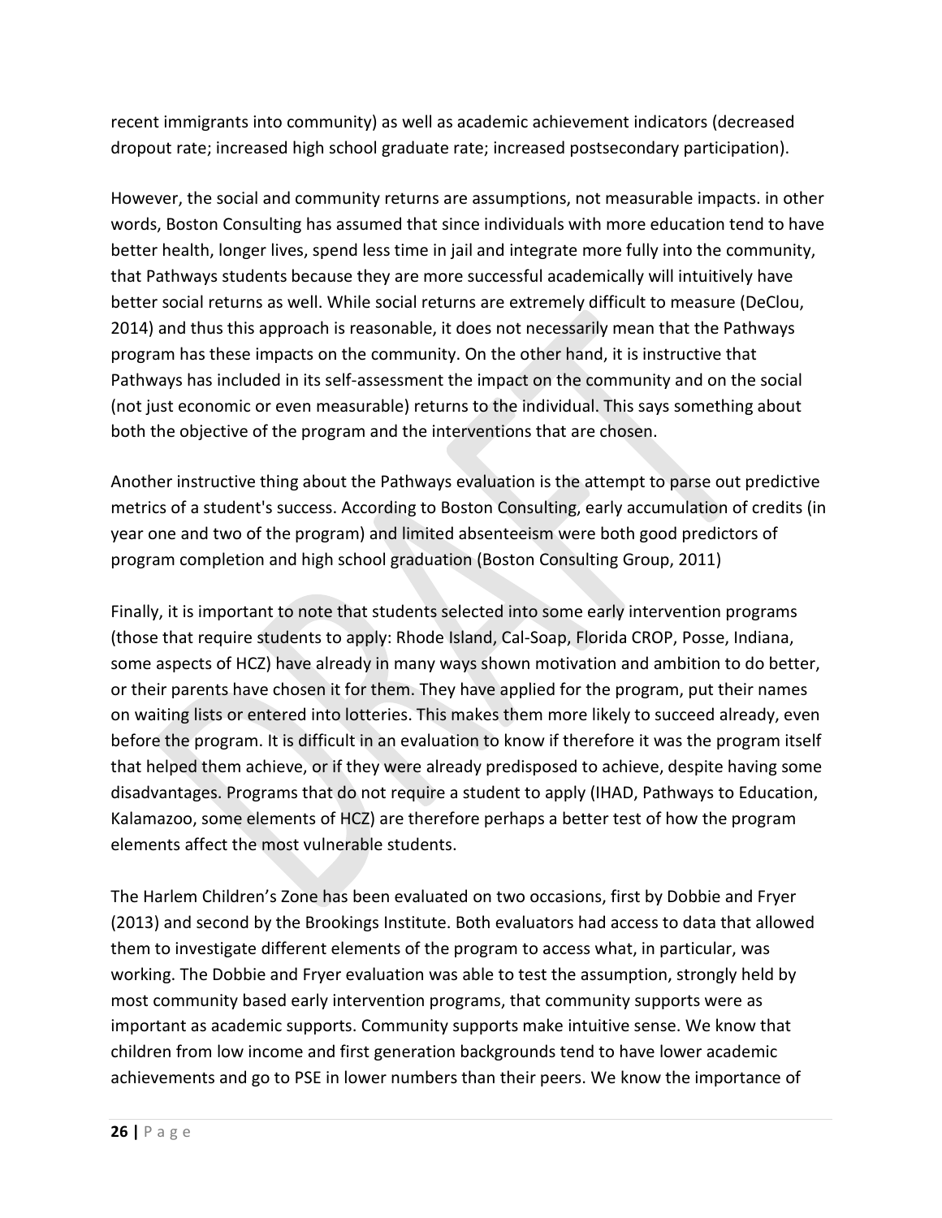recent immigrants into community) as well as academic achievement indicators (decreased dropout rate; increased high school graduate rate; increased postsecondary participation).

However, the social and community returns are assumptions, not measurable impacts. in other words, Boston Consulting has assumed that since individuals with more education tend to have better health, longer lives, spend less time in jail and integrate more fully into the community, that Pathways students because they are more successful academically will intuitively have better social returns as well. While social returns are extremely difficult to measure (DeClou, 2014) and thus this approach is reasonable, it does not necessarily mean that the Pathways program has these impacts on the community. On the other hand, it is instructive that Pathways has included in its self-assessment the impact on the community and on the social (not just economic or even measurable) returns to the individual. This says something about both the objective of the program and the interventions that are chosen.

Another instructive thing about the Pathways evaluation is the attempt to parse out predictive metrics of a student's success. According to Boston Consulting, early accumulation of credits (in year one and two of the program) and limited absenteeism were both good predictors of program completion and high school graduation (Boston Consulting Group, 2011)

Finally, it is important to note that students selected into some early intervention programs (those that require students to apply: Rhode Island, Cal-Soap, Florida CROP, Posse, Indiana, some aspects of HCZ) have already in many ways shown motivation and ambition to do better, or their parents have chosen it for them. They have applied for the program, put their names on waiting lists or entered into lotteries. This makes them more likely to succeed already, even before the program. It is difficult in an evaluation to know if therefore it was the program itself that helped them achieve, or if they were already predisposed to achieve, despite having some disadvantages. Programs that do not require a student to apply (IHAD, Pathways to Education, Kalamazoo, some elements of HCZ) are therefore perhaps a better test of how the program elements affect the most vulnerable students.

The Harlem Children's Zone has been evaluated on two occasions, first by Dobbie and Fryer (2013) and second by the Brookings Institute. Both evaluators had access to data that allowed them to investigate different elements of the program to access what, in particular, was working. The Dobbie and Fryer evaluation was able to test the assumption, strongly held by most community based early intervention programs, that community supports were as important as academic supports. Community supports make intuitive sense. We know that children from low income and first generation backgrounds tend to have lower academic achievements and go to PSE in lower numbers than their peers. We know the importance of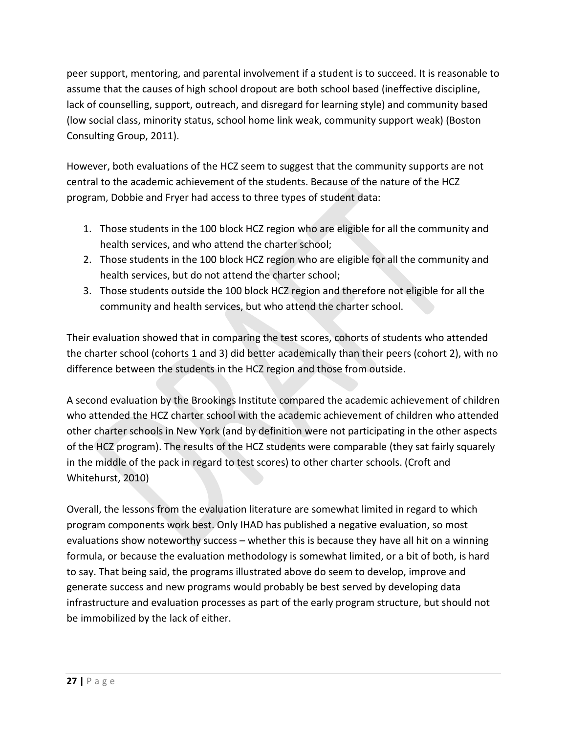peer support, mentoring, and parental involvement if a student is to succeed. It is reasonable to assume that the causes of high school dropout are both school based (ineffective discipline, lack of counselling, support, outreach, and disregard for learning style) and community based (low social class, minority status, school home link weak, community support weak) (Boston Consulting Group, 2011).

However, both evaluations of the HCZ seem to suggest that the community supports are not central to the academic achievement of the students. Because of the nature of the HCZ program, Dobbie and Fryer had access to three types of student data:

1. Those students in the 100 block HCZ region who are eligible for all the community and health services, and who attend the charter school;
2. Those students in the 100 block HCZ region who are eligible for all the community and health services, but do not attend the charter school;
3. Those students outside the 100 block HCZ region and therefore not eligible for all the community and health services, but who attend the charter school.

Their evaluation showed that in comparing the test scores, cohorts of students who attended the charter school (cohorts 1 and 3) did better academically than their peers (cohort 2), with no difference between the students in the HCZ region and those from outside.

A second evaluation by the Brookings Institute compared the academic achievement of children who attended the HCZ charter school with the academic achievement of children who attended other charter schools in New York (and by definition were not participating in the other aspects of the HCZ program). The results of the HCZ students were comparable (they sat fairly squarely in the middle of the pack in regard to test scores) to other charter schools. (Croft and Whitehurst, 2010)

Overall, the lessons from the evaluation literature are somewhat limited in regard to which program components work best. Only IHAD has published a negative evaluation, so most evaluations show noteworthy success – whether this is because they have all hit on a winning formula, or because the evaluation methodology is somewhat limited, or a bit of both, is hard to say. That being said, the programs illustrated above do seem to develop, improve and generate success and new programs would probably be best served by developing data infrastructure and evaluation processes as part of the early program structure, but should not be immobilized by the lack of either.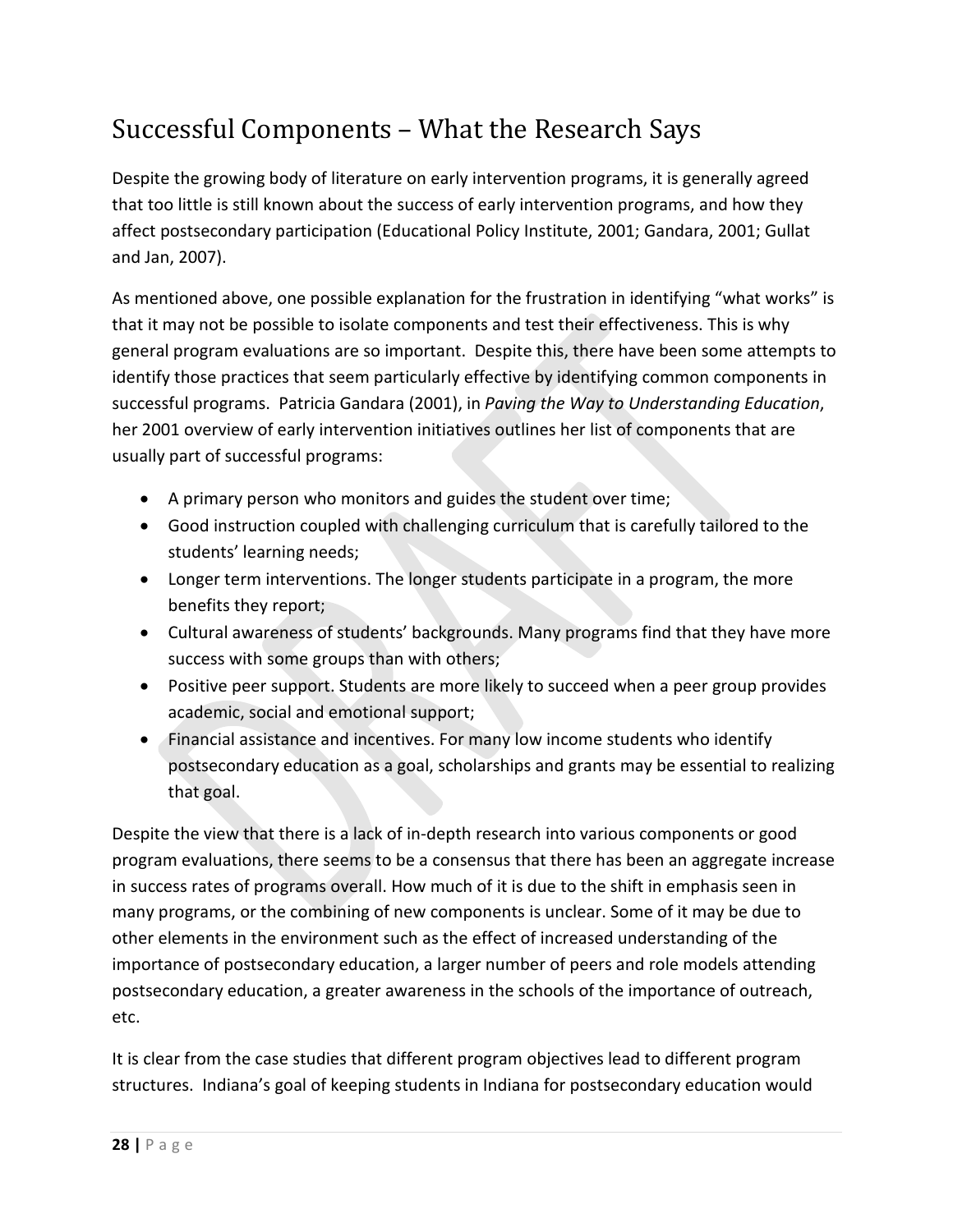## Successful Components – What the Research Says

Despite the growing body of literature on early intervention programs, it is generally agreed that too little is still known about the success of early intervention programs, and how they affect postsecondary participation (Educational Policy Institute, 2001; Gandara, 2001; Gullat and Jan, 2007).

As mentioned above, one possible explanation for the frustration in identifying "what works" is that it may not be possible to isolate components and test their effectiveness. This is why general program evaluations are so important. Despite this, there have been some attempts to identify those practices that seem particularly effective by identifying common components in successful programs. Patricia Gandara (2001), in *Paving the Way to Understanding Education*, her 2001 overview of early intervention initiatives outlines her list of components that are usually part of successful programs:

- A primary person who monitors and guides the student over time;
- Good instruction coupled with challenging curriculum that is carefully tailored to the students' learning needs;
- Longer term interventions. The longer students participate in a program, the more benefits they report;
- Cultural awareness of students' backgrounds. Many programs find that they have more success with some groups than with others;
- Positive peer support. Students are more likely to succeed when a peer group provides academic, social and emotional support;
- Financial assistance and incentives. For many low income students who identify postsecondary education as a goal, scholarships and grants may be essential to realizing that goal.

Despite the view that there is a lack of in-depth research into various components or good program evaluations, there seems to be a consensus that there has been an aggregate increase in success rates of programs overall. How much of it is due to the shift in emphasis seen in many programs, or the combining of new components is unclear. Some of it may be due to other elements in the environment such as the effect of increased understanding of the importance of postsecondary education, a larger number of peers and role models attending postsecondary education, a greater awareness in the schools of the importance of outreach, etc.

It is clear from the case studies that different program objectives lead to different program structures. Indiana's goal of keeping students in Indiana for postsecondary education would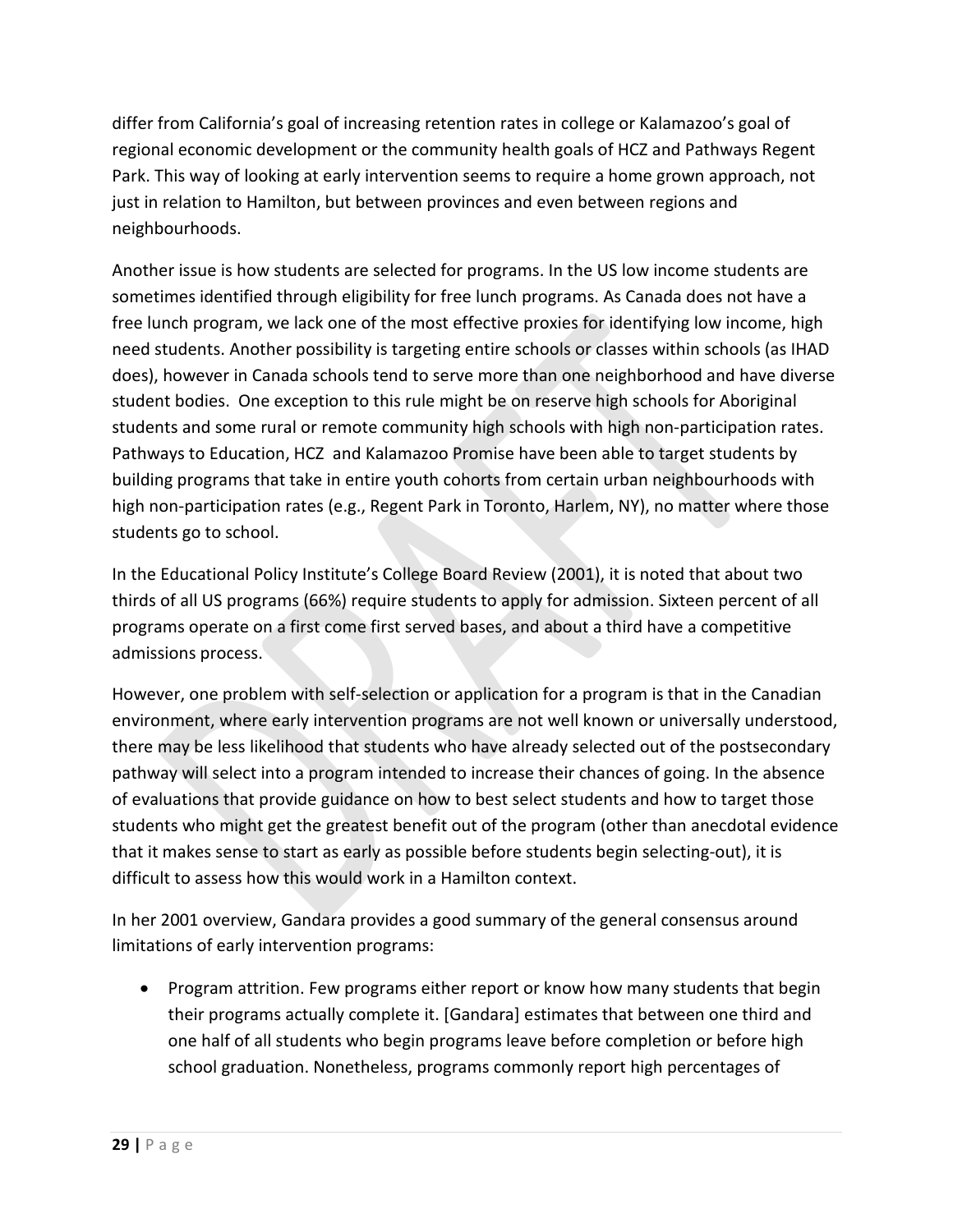differ from California's goal of increasing retention rates in college or Kalamazoo's goal of regional economic development or the community health goals of HCZ and Pathways Regent Park. This way of looking at early intervention seems to require a home grown approach, not just in relation to Hamilton, but between provinces and even between regions and neighbourhoods.

Another issue is how students are selected for programs. In the US low income students are sometimes identified through eligibility for free lunch programs. As Canada does not have a free lunch program, we lack one of the most effective proxies for identifying low income, high need students. Another possibility is targeting entire schools or classes within schools (as IHAD does), however in Canada schools tend to serve more than one neighborhood and have diverse student bodies. One exception to this rule might be on reserve high schools for Aboriginal students and some rural or remote community high schools with high non-participation rates. Pathways to Education, HCZ and Kalamazoo Promise have been able to target students by building programs that take in entire youth cohorts from certain urban neighbourhoods with high non-participation rates (e.g., Regent Park in Toronto, Harlem, NY), no matter where those students go to school.

In the Educational Policy Institute's College Board Review (2001), it is noted that about two thirds of all US programs (66%) require students to apply for admission. Sixteen percent of all programs operate on a first come first served bases, and about a third have a competitive admissions process.

However, one problem with self-selection or application for a program is that in the Canadian environment, where early intervention programs are not well known or universally understood, there may be less likelihood that students who have already selected out of the postsecondary pathway will select into a program intended to increase their chances of going. In the absence of evaluations that provide guidance on how to best select students and how to target those students who might get the greatest benefit out of the program (other than anecdotal evidence that it makes sense to start as early as possible before students begin selecting-out), it is difficult to assess how this would work in a Hamilton context.

In her 2001 overview, Gandara provides a good summary of the general consensus around limitations of early intervention programs:

- Program attrition. Few programs either report or know how many students that begin their programs actually complete it. [Gandara] estimates that between one third and one half of all students who begin programs leave before completion or before high school graduation. Nonetheless, programs commonly report high percentages of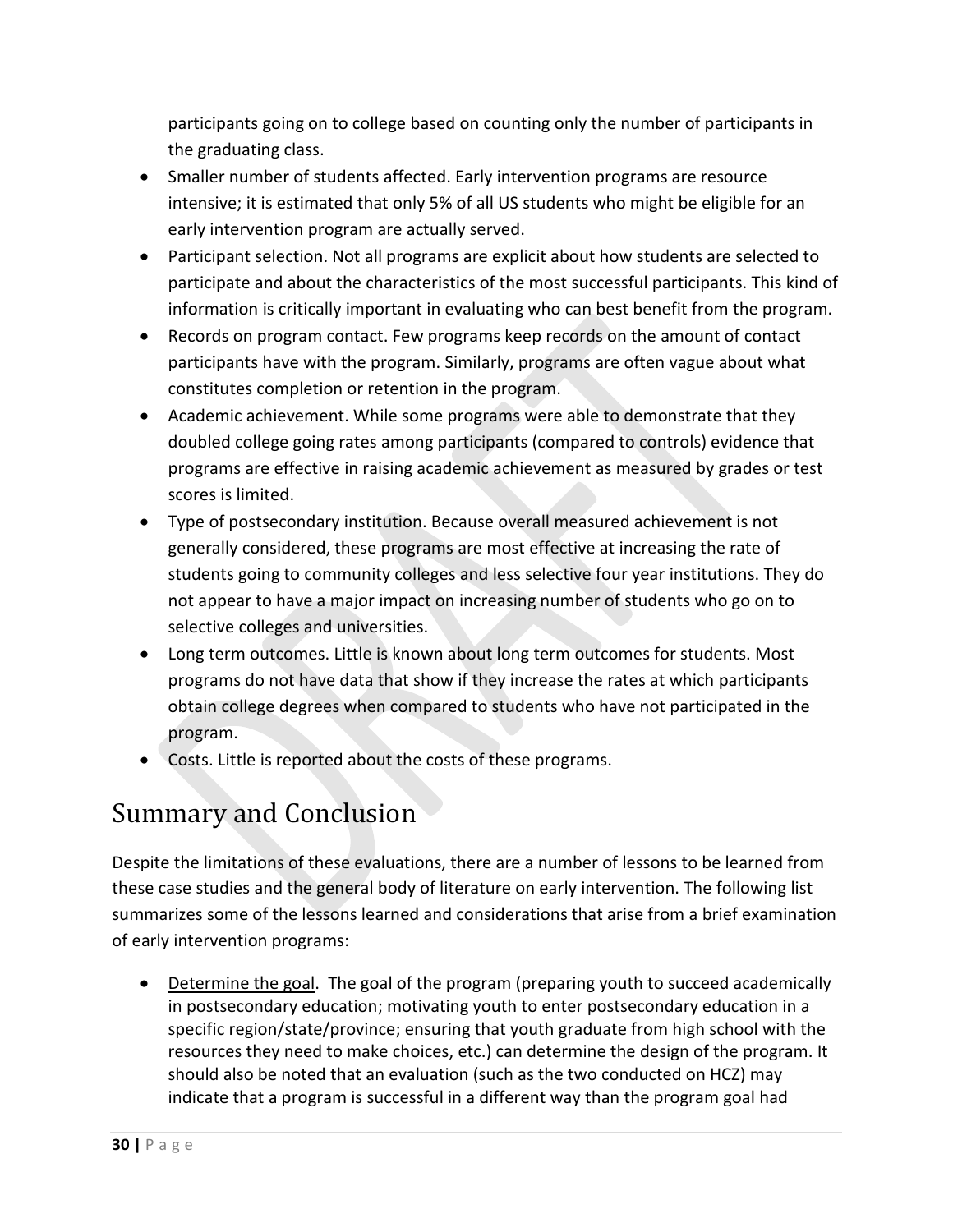participants going on to college based on counting only the number of participants in the graduating class.

- Smaller number of students affected. Early intervention programs are resource intensive; it is estimated that only 5% of all US students who might be eligible for an early intervention program are actually served.
- Participant selection. Not all programs are explicit about how students are selected to participate and about the characteristics of the most successful participants. This kind of information is critically important in evaluating who can best benefit from the program.
- Records on program contact. Few programs keep records on the amount of contact participants have with the program. Similarly, programs are often vague about what constitutes completion or retention in the program.
- Academic achievement. While some programs were able to demonstrate that they doubled college going rates among participants (compared to controls) evidence that programs are effective in raising academic achievement as measured by grades or test scores is limited.
- Type of postsecondary institution. Because overall measured achievement is not generally considered, these programs are most effective at increasing the rate of students going to community colleges and less selective four year institutions. They do not appear to have a major impact on increasing number of students who go on to selective colleges and universities.
- Long term outcomes. Little is known about long term outcomes for students. Most programs do not have data that show if they increase the rates at which participants obtain college degrees when compared to students who have not participated in the program.
- Costs. Little is reported about the costs of these programs.

# Summary and Conclusion

Despite the limitations of these evaluations, there are a number of lessons to be learned from these case studies and the general body of literature on early intervention. The following list summarizes some of the lessons learned and considerations that arise from a brief examination of early intervention programs:

- <u>Determine the goal</u>. The goal of the program (preparing youth to succeed academically in postsecondary education; motivating youth to enter postsecondary education in a specific region/state/province; ensuring that youth graduate from high school with the resources they need to make choices, etc.) can determine the design of the program. It should also be noted that an evaluation (such as the two conducted on HCZ) may indicate that a program is successful in a different way than the program goal had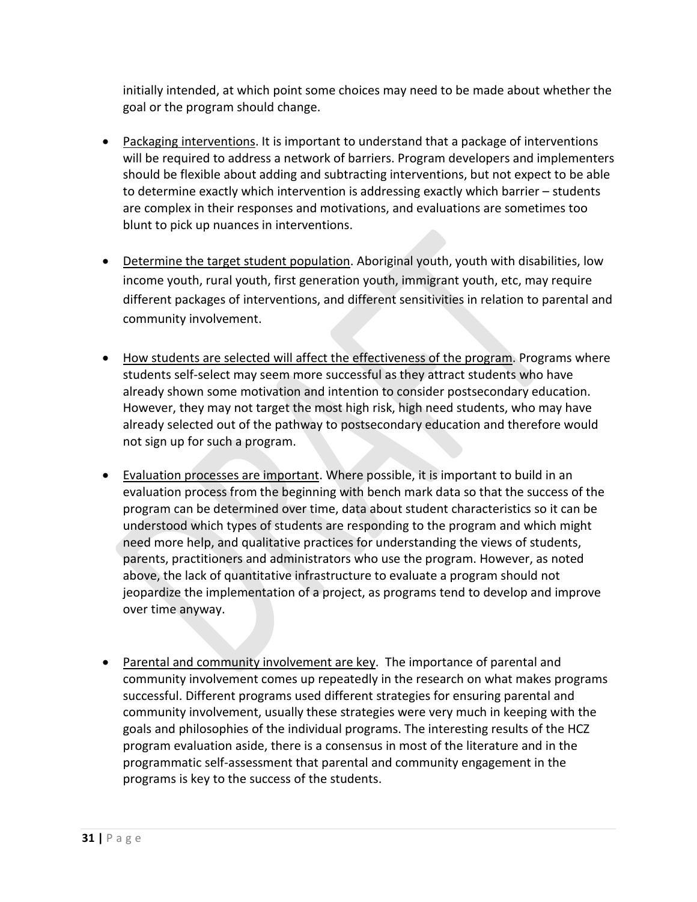initially intended, at which point some choices may need to be made about whether the goal or the program should change.

- Packaging interventions. It is important to understand that a package of interventions will be required to address a network of barriers. Program developers and implementers should be flexible about adding and subtracting interventions, but not expect to be able to determine exactly which intervention is addressing exactly which barrier – students are complex in their responses and motivations, and evaluations are sometimes too blunt to pick up nuances in interventions.

- Determine the target student population. Aboriginal youth, youth with disabilities, low income youth, rural youth, first generation youth, immigrant youth, etc, may require different packages of interventions, and different sensitivities in relation to parental and community involvement.

- How students are selected will affect the effectiveness of the program. Programs where students self-select may seem more successful as they attract students who have already shown some motivation and intention to consider postsecondary education. However, they may not target the most high risk, high need students, who may have already selected out of the pathway to postsecondary education and therefore would not sign up for such a program.

- Evaluation processes are important. Where possible, it is important to build in an evaluation process from the beginning with bench mark data so that the success of the program can be determined over time, data about student characteristics so it can be understood which types of students are responding to the program and which might need more help, and qualitative practices for understanding the views of students, parents, practitioners and administrators who use the program. However, as noted above, the lack of quantitative infrastructure to evaluate a program should not jeopardize the implementation of a project, as programs tend to develop and improve over time anyway.

- Parental and community involvement are key. The importance of parental and community involvement comes up repeatedly in the research on what makes programs successful. Different programs used different strategies for ensuring parental and community involvement, usually these strategies were very much in keeping with the goals and philosophies of the individual programs. The interesting results of the HCZ program evaluation aside, there is a consensus in most of the literature and in the programmatic self-assessment that parental and community engagement in the programs is key to the success of the students.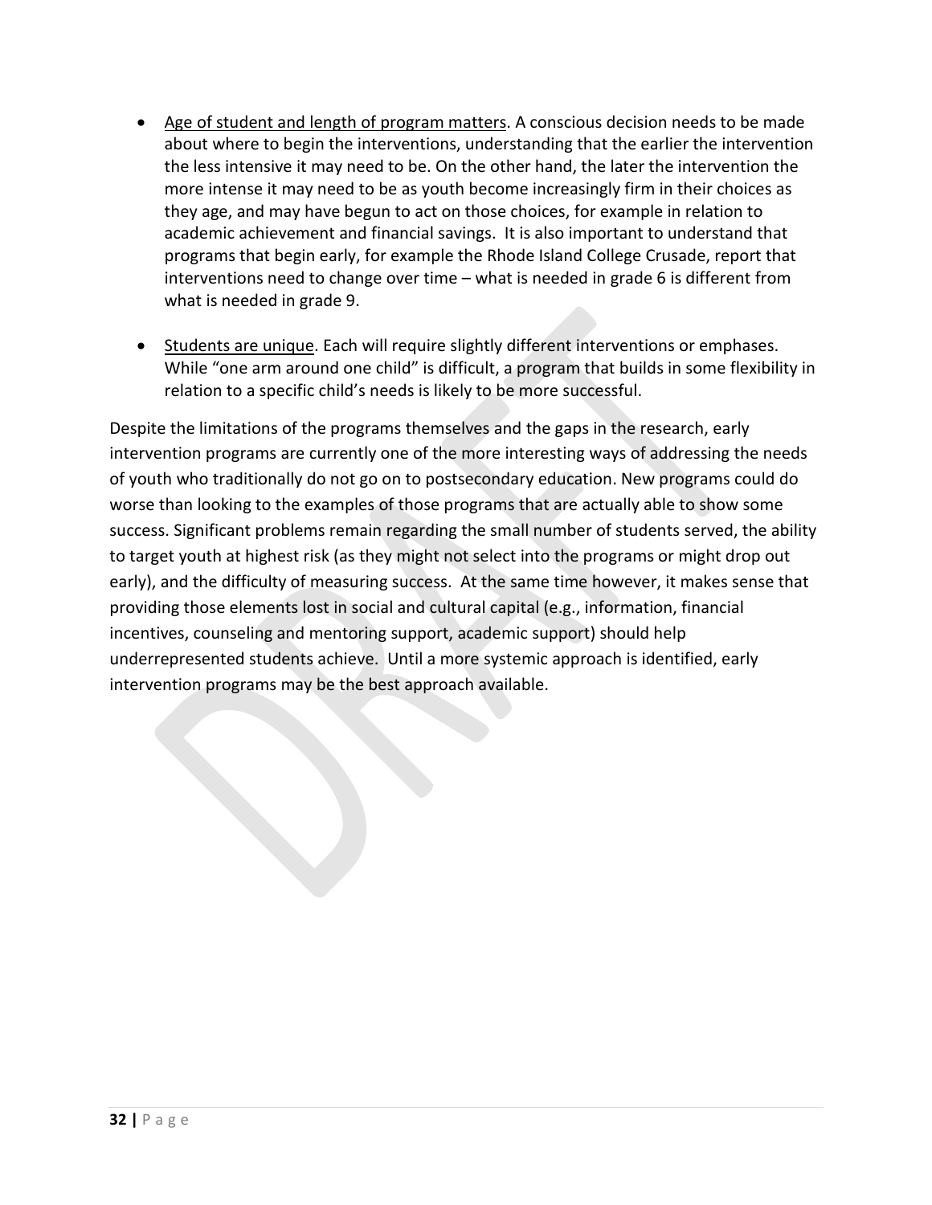- <u>Age of student and length of program matters</u>. A conscious decision needs to be made about where to begin the interventions, understanding that the earlier the intervention the less intensive it may need to be. On the other hand, the later the intervention the more intense it may need to be as youth become increasingly firm in their choices as they age, and may have begun to act on those choices, for example in relation to academic achievement and financial savings. It is also important to understand that programs that begin early, for example the Rhode Island College Crusade, report that interventions need to change over time – what is needed in grade 6 is different from what is needed in grade 9.

- <u>Students are unique</u>. Each will require slightly different interventions or emphases. While "one arm around one child" is difficult, a program that builds in some flexibility in relation to a specific child's needs is likely to be more successful.

Despite the limitations of the programs themselves and the gaps in the research, early intervention programs are currently one of the more interesting ways of addressing the needs of youth who traditionally do not go on to postsecondary education. New programs could do worse than looking to the examples of those programs that are actually able to show some success. Significant problems remain regarding the small number of students served, the ability to target youth at highest risk (as they might not select into the programs or might drop out early), and the difficulty of measuring success. At the same time however, it makes sense that providing those elements lost in social and cultural capital (e.g., information, financial incentives, counseling and mentoring support, academic support) should help underrepresented students achieve. Until a more systemic approach is identified, early intervention programs may be the best approach available.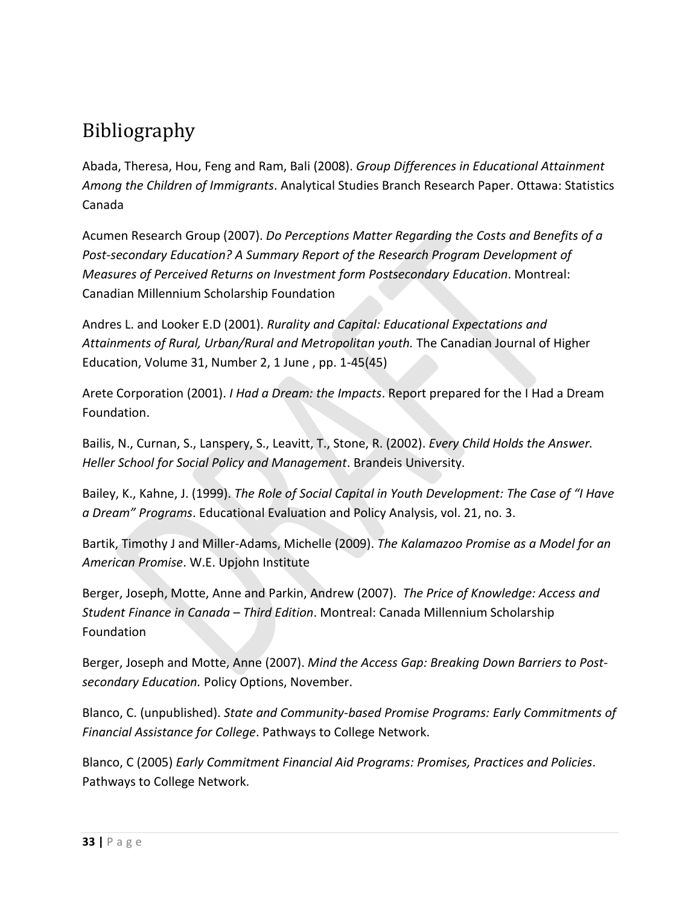# Bibliography

Abada, Theresa, Hou, Feng and Ram, Bali (2008). *Group Differences in Educational Attainment Among the Children of Immigrants*. Analytical Studies Branch Research Paper. Ottawa: Statistics Canada

Acumen Research Group (2007). *Do Perceptions Matter Regarding the Costs and Benefits of a Post-secondary Education? A Summary Report of the Research Program Development of Measures of Perceived Returns on Investment form Postsecondary Education*. Montreal: Canadian Millennium Scholarship Foundation

Andres L. and Looker E.D (2001). *Rurality and Capital: Educational Expectations and Attainments of Rural, Urban/Rural and Metropolitan youth.* The Canadian Journal of Higher Education, Volume 31, Number 2, 1 June , pp. 1-45(45)

Arete Corporation (2001). *I Had a Dream: the Impacts*. Report prepared for the I Had a Dream Foundation.

Bailis, N., Curnan, S., Lanspery, S., Leavitt, T., Stone, R. (2002). *Every Child Holds the Answer. Heller School for Social Policy and Management*. Brandeis University.

Bailey, K., Kahne, J. (1999). *The Role of Social Capital in Youth Development: The Case of "I Have a Dream" Programs*. Educational Evaluation and Policy Analysis, vol. 21, no. 3.

Bartik, Timothy J and Miller-Adams, Michelle (2009). *The Kalamazoo Promise as a Model for an American Promise*. W.E. Upjohn Institute

Berger, Joseph, Motte, Anne and Parkin, Andrew (2007). *The Price of Knowledge: Access and Student Finance in Canada – Third Edition*. Montreal: Canada Millennium Scholarship Foundation

Berger, Joseph and Motte, Anne (2007). *Mind the Access Gap: Breaking Down Barriers to Post-secondary Education.* Policy Options, November.

Blanco, C. (unpublished). *State and Community-based Promise Programs: Early Commitments of Financial Assistance for College*. Pathways to College Network.

Blanco, C (2005) *Early Commitment Financial Aid Programs: Promises, Practices and Policies*. Pathways to College Network.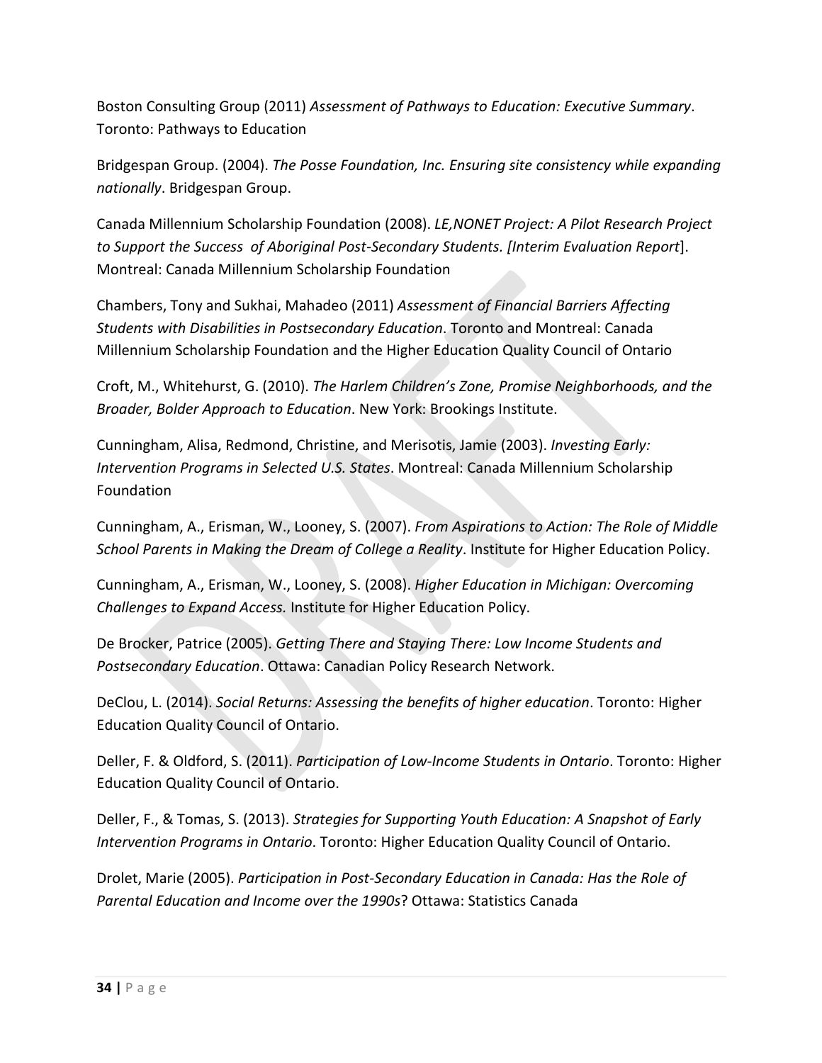Boston Consulting Group (2011) *Assessment of Pathways to Education: Executive Summary*. Toronto: Pathways to Education

Bridgespan Group. (2004). *The Posse Foundation, Inc. Ensuring site consistency while expanding nationally*. Bridgespan Group.

Canada Millennium Scholarship Foundation (2008). *LE,NONET Project: A Pilot Research Project to Support the Success of Aboriginal Post-Secondary Students. [Interim Evaluation Report*]. Montreal: Canada Millennium Scholarship Foundation

Chambers, Tony and Sukhai, Mahadeo (2011) *Assessment of Financial Barriers Affecting Students with Disabilities in Postsecondary Education*. Toronto and Montreal: Canada Millennium Scholarship Foundation and the Higher Education Quality Council of Ontario

Croft, M., Whitehurst, G. (2010). *The Harlem Children's Zone, Promise Neighborhoods, and the Broader, Bolder Approach to Education*. New York: Brookings Institute.

Cunningham, Alisa, Redmond, Christine, and Merisotis, Jamie (2003). *Investing Early: Intervention Programs in Selected U.S. States*. Montreal: Canada Millennium Scholarship Foundation

Cunningham, A., Erisman, W., Looney, S. (2007). *From Aspirations to Action: The Role of Middle School Parents in Making the Dream of College a Reality*. Institute for Higher Education Policy.

Cunningham, A., Erisman, W., Looney, S. (2008). *Higher Education in Michigan: Overcoming Challenges to Expand Access.* Institute for Higher Education Policy.

De Brocker, Patrice (2005). *Getting There and Staying There: Low Income Students and Postsecondary Education*. Ottawa: Canadian Policy Research Network.

DeClou, L. (2014). *Social Returns: Assessing the benefits of higher education*. Toronto: Higher Education Quality Council of Ontario.

Deller, F. & Oldford, S. (2011). *Participation of Low-Income Students in Ontario*. Toronto: Higher Education Quality Council of Ontario.

Deller, F., & Tomas, S. (2013). *Strategies for Supporting Youth Education: A Snapshot of Early Intervention Programs in Ontario*. Toronto: Higher Education Quality Council of Ontario.

Drolet, Marie (2005). *Participation in Post-Secondary Education in Canada: Has the Role of Parental Education and Income over the 1990s*? Ottawa: Statistics Canada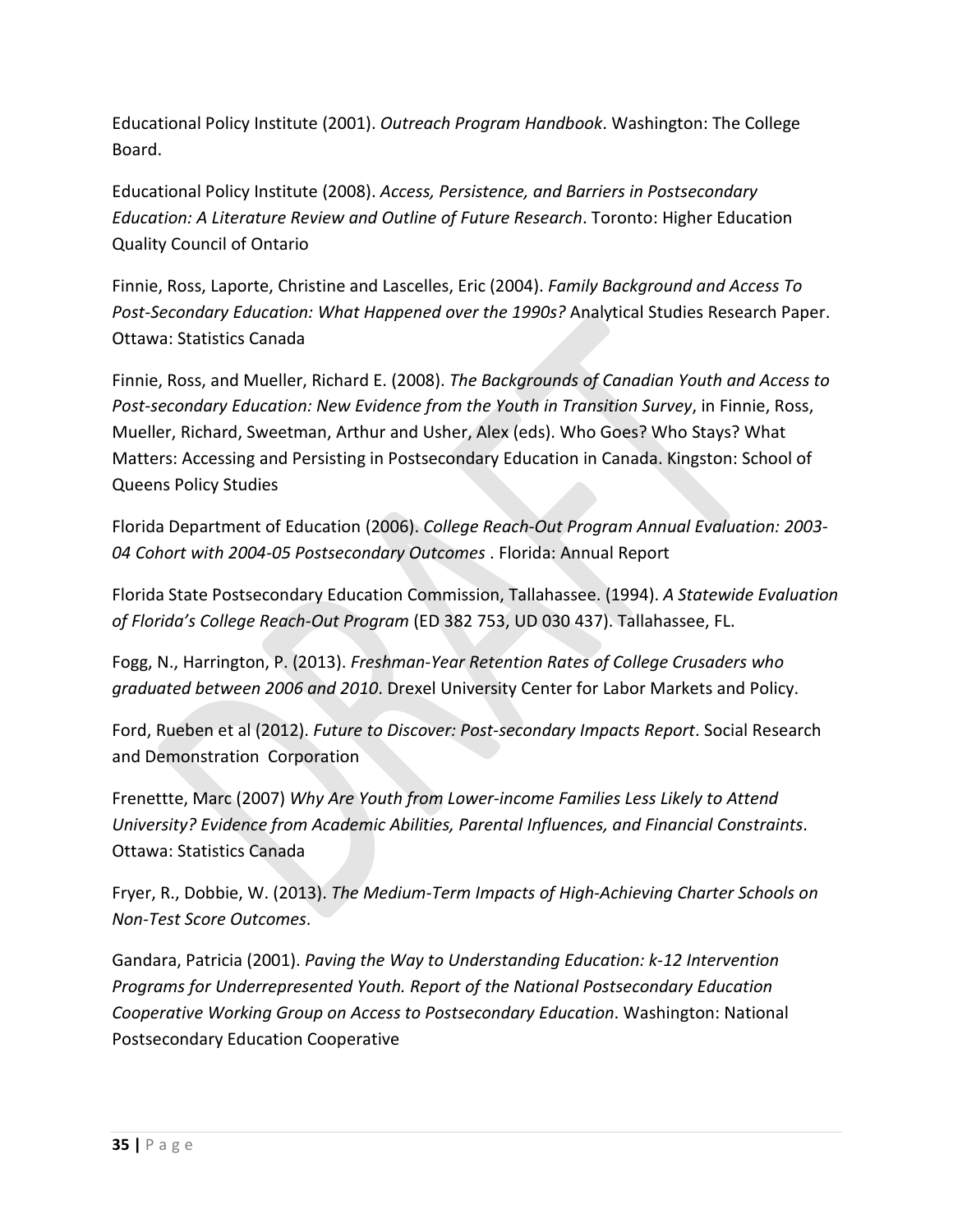Educational Policy Institute (2001). *Outreach Program Handbook*. Washington: The College Board.

Educational Policy Institute (2008). *Access, Persistence, and Barriers in Postsecondary Education: A Literature Review and Outline of Future Research*. Toronto: Higher Education Quality Council of Ontario

Finnie, Ross, Laporte, Christine and Lascelles, Eric (2004). *Family Background and Access To Post-Secondary Education: What Happened over the 1990s?* Analytical Studies Research Paper. Ottawa: Statistics Canada

Finnie, Ross, and Mueller, Richard E. (2008). *The Backgrounds of Canadian Youth and Access to Post-secondary Education: New Evidence from the Youth in Transition Survey*, in Finnie, Ross, Mueller, Richard, Sweetman, Arthur and Usher, Alex (eds). Who Goes? Who Stays? What Matters: Accessing and Persisting in Postsecondary Education in Canada. Kingston: School of Queens Policy Studies

Florida Department of Education (2006). *College Reach-Out Program Annual Evaluation: 2003-04 Cohort with 2004-05 Postsecondary Outcomes* . Florida: Annual Report

Florida State Postsecondary Education Commission, Tallahassee. (1994). *A Statewide Evaluation of Florida's College Reach-Out Program* (ED 382 753, UD 030 437). Tallahassee, FL.

Fogg, N., Harrington, P. (2013). *Freshman-Year Retention Rates of College Crusaders who graduated between 2006 and 2010*. Drexel University Center for Labor Markets and Policy.

Ford, Rueben et al (2012). *Future to Discover: Post-secondary Impacts Report*. Social Research and Demonstration Corporation

Frenettte, Marc (2007) *Why Are Youth from Lower-income Families Less Likely to Attend University? Evidence from Academic Abilities, Parental Influences, and Financial Constraints*. Ottawa: Statistics Canada

Fryer, R., Dobbie, W. (2013). *The Medium-Term Impacts of High-Achieving Charter Schools on Non-Test Score Outcomes*.

Gandara, Patricia (2001). *Paving the Way to Understanding Education: k-12 Intervention Programs for Underrepresented Youth. Report of the National Postsecondary Education Cooperative Working Group on Access to Postsecondary Education*. Washington: National Postsecondary Education Cooperative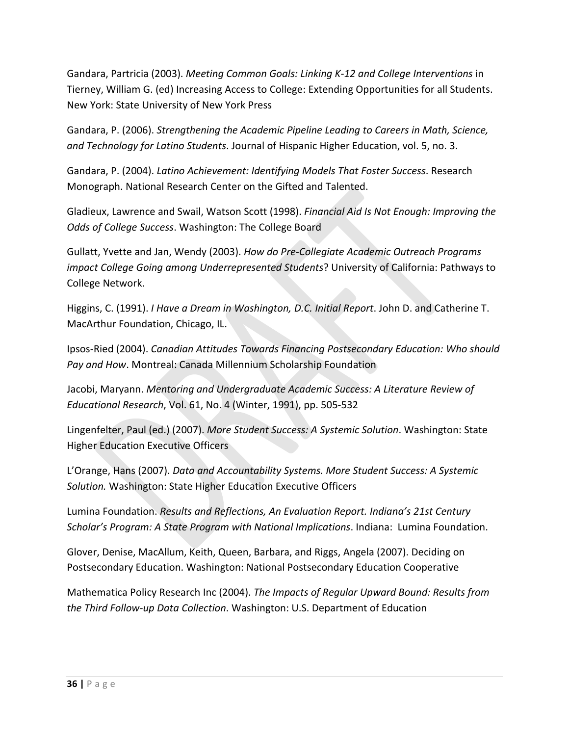Gandara, Partricia (2003). *Meeting Common Goals: Linking K-12 and College Interventions* in Tierney, William G. (ed) Increasing Access to College: Extending Opportunities for all Students. New York: State University of New York Press

Gandara, P. (2006). *Strengthening the Academic Pipeline Leading to Careers in Math, Science, and Technology for Latino Students*. Journal of Hispanic Higher Education, vol. 5, no. 3.

Gandara, P. (2004). *Latino Achievement: Identifying Models That Foster Success*. Research Monograph. National Research Center on the Gifted and Talented.

Gladieux, Lawrence and Swail, Watson Scott (1998). *Financial Aid Is Not Enough: Improving the Odds of College Success*. Washington: The College Board

Gullatt, Yvette and Jan, Wendy (2003). *How do Pre-Collegiate Academic Outreach Programs impact College Going among Underrepresented Students*? University of California: Pathways to College Network.

Higgins, C. (1991). *I Have a Dream in Washington, D.C. Initial Report*. John D. and Catherine T. MacArthur Foundation, Chicago, IL.

Ipsos-Ried (2004). *Canadian Attitudes Towards Financing Postsecondary Education: Who should Pay and How*. Montreal: Canada Millennium Scholarship Foundation

Jacobi, Maryann. *Mentoring and Undergraduate Academic Success: A Literature Review of Educational Research*, Vol. 61, No. 4 (Winter, 1991), pp. 505-532

Lingenfelter, Paul (ed.) (2007). *More Student Success: A Systemic Solution*. Washington: State Higher Education Executive Officers

L'Orange, Hans (2007). *Data and Accountability Systems. More Student Success: A Systemic Solution.* Washington: State Higher Education Executive Officers

Lumina Foundation. *Results and Reflections, An Evaluation Report. Indiana's 21st Century Scholar's Program: A State Program with National Implications*. Indiana: Lumina Foundation.

Glover, Denise, MacAllum, Keith, Queen, Barbara, and Riggs, Angela (2007). Deciding on Postsecondary Education. Washington: National Postsecondary Education Cooperative

Mathematica Policy Research Inc (2004). *The Impacts of Regular Upward Bound: Results from the Third Follow-up Data Collection*. Washington: U.S. Department of Education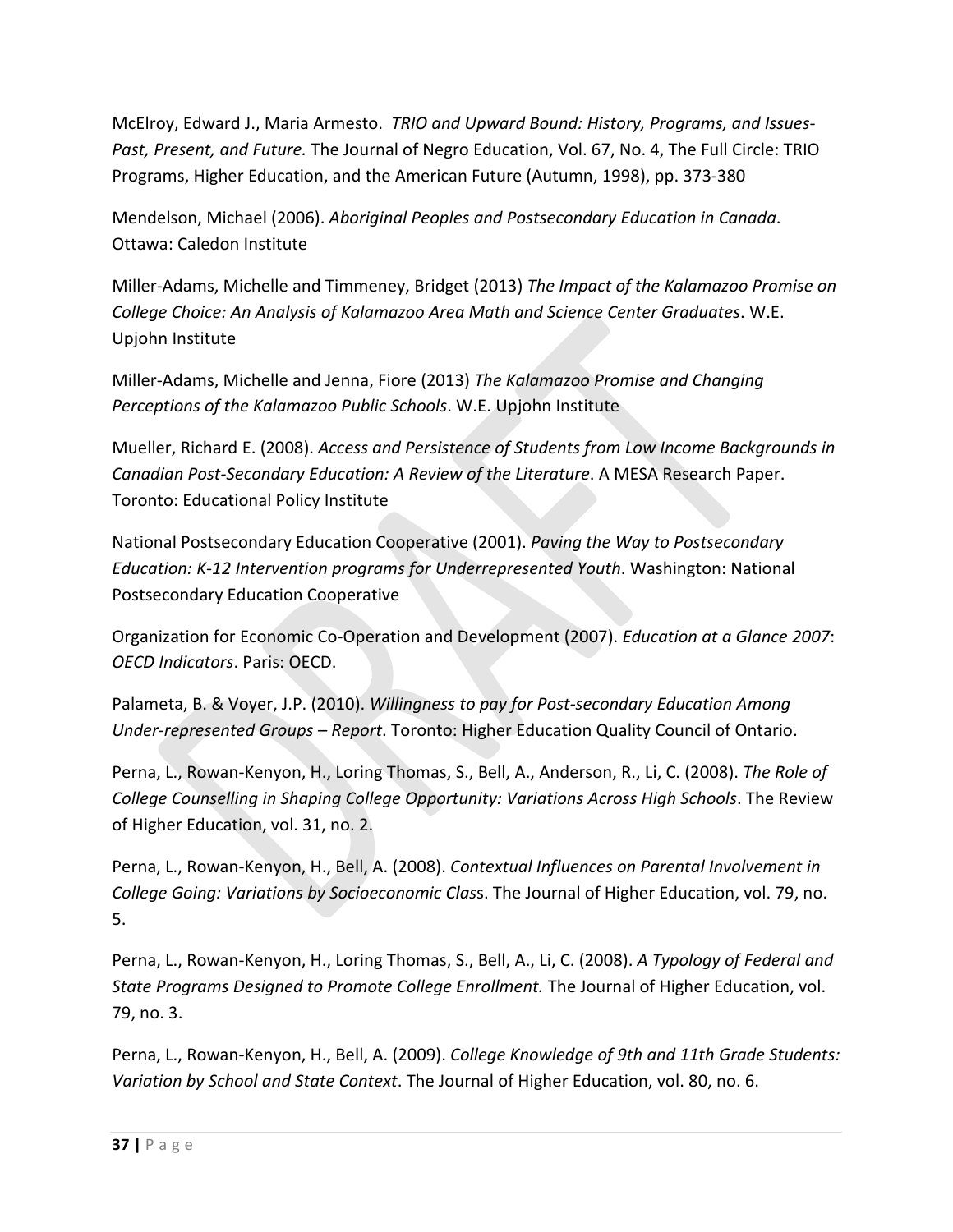McElroy, Edward J., Maria Armesto. *TRIO and Upward Bound: History, Programs, and Issues- Past, Present, and Future.* The Journal of Negro Education, Vol. 67, No. 4, The Full Circle: TRIO Programs, Higher Education, and the American Future (Autumn, 1998), pp. 373-380

Mendelson, Michael (2006). *Aboriginal Peoples and Postsecondary Education in Canada*. Ottawa: Caledon Institute

Miller-Adams, Michelle and Timmeney, Bridget (2013) *The Impact of the Kalamazoo Promise on College Choice: An Analysis of Kalamazoo Area Math and Science Center Graduates*. W.E. Upjohn Institute

Miller-Adams, Michelle and Jenna, Fiore (2013) *The Kalamazoo Promise and Changing Perceptions of the Kalamazoo Public Schools*. W.E. Upjohn Institute

Mueller, Richard E. (2008). *Access and Persistence of Students from Low Income Backgrounds in Canadian Post-Secondary Education: A Review of the Literature*. A MESA Research Paper. Toronto: Educational Policy Institute

National Postsecondary Education Cooperative (2001). *Paving the Way to Postsecondary Education: K-12 Intervention programs for Underrepresented Youth*. Washington: National Postsecondary Education Cooperative

Organization for Economic Co-Operation and Development (2007). *Education at a Glance 2007*: *OECD Indicators*. Paris: OECD.

Palameta, B. & Voyer, J.P. (2010). *Willingness to pay for Post-secondary Education Among Under-represented Groups – Report*. Toronto: Higher Education Quality Council of Ontario.

Perna, L., Rowan-Kenyon, H., Loring Thomas, S., Bell, A., Anderson, R., Li, C. (2008). *The Role of College Counselling in Shaping College Opportunity: Variations Across High Schools*. The Review of Higher Education, vol. 31, no. 2.

Perna, L., Rowan-Kenyon, H., Bell, A. (2008). *Contextual Influences on Parental Involvement in College Going: Variations by Socioeconomic Clas*s. The Journal of Higher Education, vol. 79, no. 5.

Perna, L., Rowan-Kenyon, H., Loring Thomas, S., Bell, A., Li, C. (2008). *A Typology of Federal and State Programs Designed to Promote College Enrollment.* The Journal of Higher Education, vol. 79, no. 3.

Perna, L., Rowan-Kenyon, H., Bell, A. (2009). *College Knowledge of 9th and 11th Grade Students: Variation by School and State Context*. The Journal of Higher Education, vol. 80, no. 6.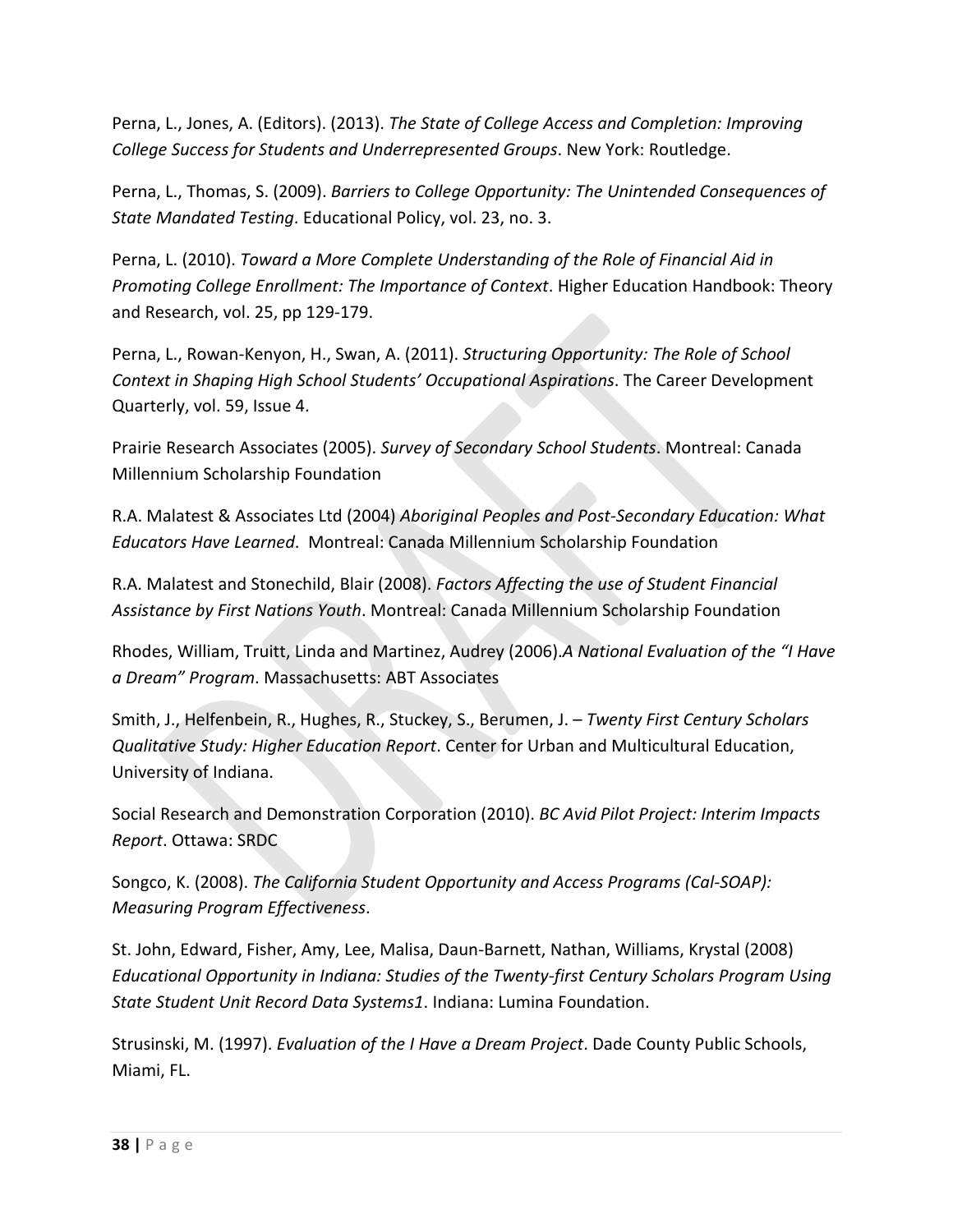Perna, L., Jones, A. (Editors). (2013). *The State of College Access and Completion: Improving College Success for Students and Underrepresented Groups*. New York: Routledge.

Perna, L., Thomas, S. (2009). *Barriers to College Opportunity: The Unintended Consequences of State Mandated Testing*. Educational Policy, vol. 23, no. 3.

Perna, L. (2010). *Toward a More Complete Understanding of the Role of Financial Aid in Promoting College Enrollment: The Importance of Context*. Higher Education Handbook: Theory and Research, vol. 25, pp 129-179.

Perna, L., Rowan-Kenyon, H., Swan, A. (2011). *Structuring Opportunity: The Role of School Context in Shaping High School Students' Occupational Aspirations*. The Career Development Quarterly, vol. 59, Issue 4.

Prairie Research Associates (2005). *Survey of Secondary School Students*. Montreal: Canada Millennium Scholarship Foundation

R.A. Malatest & Associates Ltd (2004) *Aboriginal Peoples and Post-Secondary Education: What Educators Have Learned*. Montreal: Canada Millennium Scholarship Foundation

R.A. Malatest and Stonechild, Blair (2008). *Factors Affecting the use of Student Financial Assistance by First Nations Youth*. Montreal: Canada Millennium Scholarship Foundation

Rhodes, William, Truitt, Linda and Martinez, Audrey (2006).*A National Evaluation of the "I Have a Dream" Program*. Massachusetts: ABT Associates

Smith, J., Helfenbein, R., Hughes, R., Stuckey, S., Berumen, J. – *Twenty First Century Scholars Qualitative Study: Higher Education Report*. Center for Urban and Multicultural Education, University of Indiana.

Social Research and Demonstration Corporation (2010). *BC Avid Pilot Project: Interim Impacts Report*. Ottawa: SRDC

Songco, K. (2008). *The California Student Opportunity and Access Programs (Cal-SOAP): Measuring Program Effectiveness*.

St. John, Edward, Fisher, Amy, Lee, Malisa, Daun-Barnett, Nathan, Williams, Krystal (2008) *Educational Opportunity in Indiana: Studies of the Twenty-first Century Scholars Program Using State Student Unit Record Data Systems1*. Indiana: Lumina Foundation.

Strusinski, M. (1997). *Evaluation of the I Have a Dream Project*. Dade County Public Schools, Miami, FL.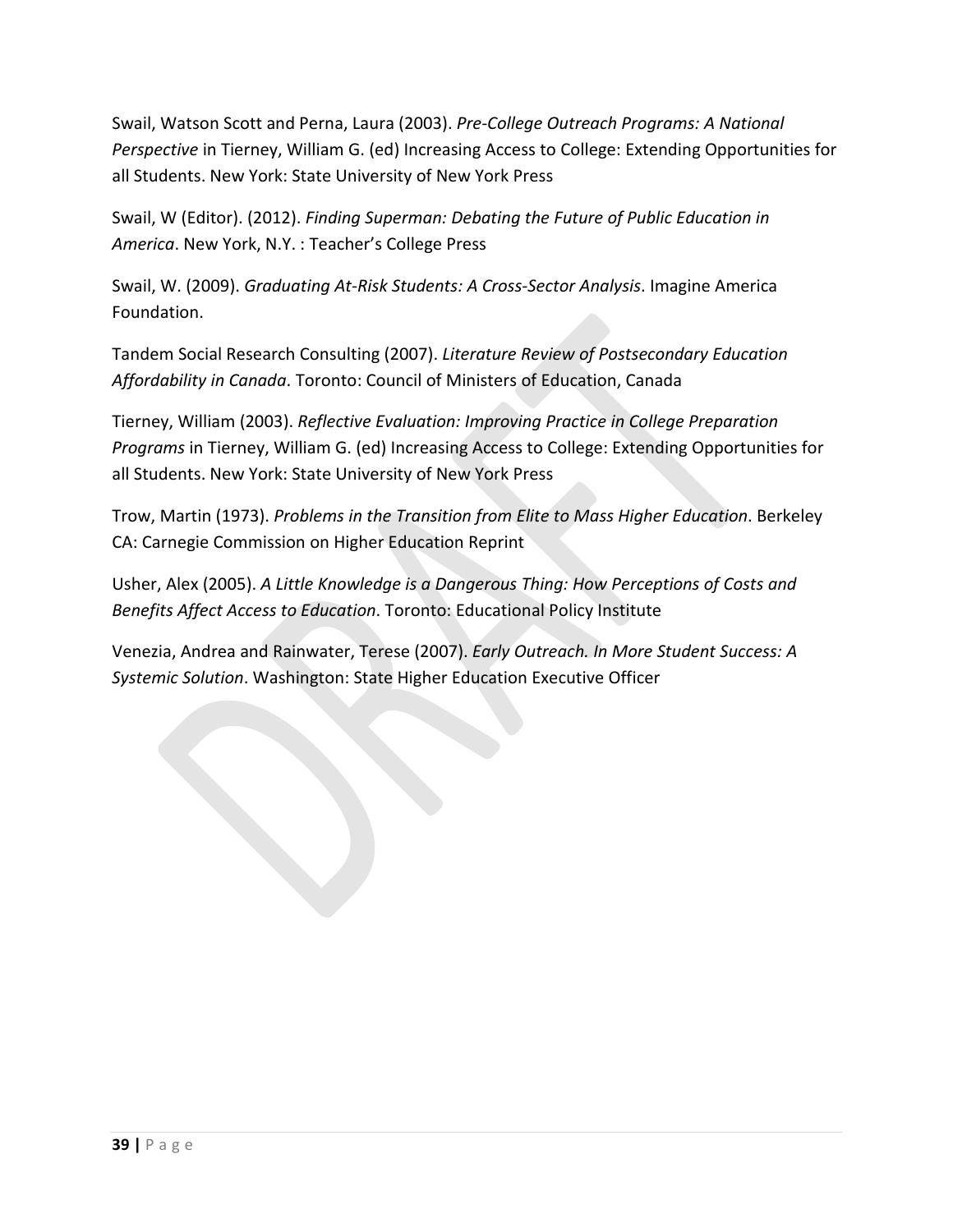Swail, Watson Scott and Perna, Laura (2003). *Pre-College Outreach Programs: A National Perspective* in Tierney, William G. (ed) Increasing Access to College: Extending Opportunities for all Students. New York: State University of New York Press

Swail, W (Editor). (2012). *Finding Superman: Debating the Future of Public Education in America*. New York, N.Y. : Teacher's College Press

Swail, W. (2009). *Graduating At-Risk Students: A Cross-Sector Analysis*. Imagine America Foundation.

Tandem Social Research Consulting (2007). *Literature Review of Postsecondary Education Affordability in Canada*. Toronto: Council of Ministers of Education, Canada

Tierney, William (2003). *Reflective Evaluation: Improving Practice in College Preparation Programs* in Tierney, William G. (ed) Increasing Access to College: Extending Opportunities for all Students. New York: State University of New York Press

Trow, Martin (1973). *Problems in the Transition from Elite to Mass Higher Education*. Berkeley CA: Carnegie Commission on Higher Education Reprint

Usher, Alex (2005). *A Little Knowledge is a Dangerous Thing: How Perceptions of Costs and Benefits Affect Access to Education*. Toronto: Educational Policy Institute

Venezia, Andrea and Rainwater, Terese (2007). *Early Outreach. In More Student Success: A Systemic Solution*. Washington: State Higher Education Executive Officer